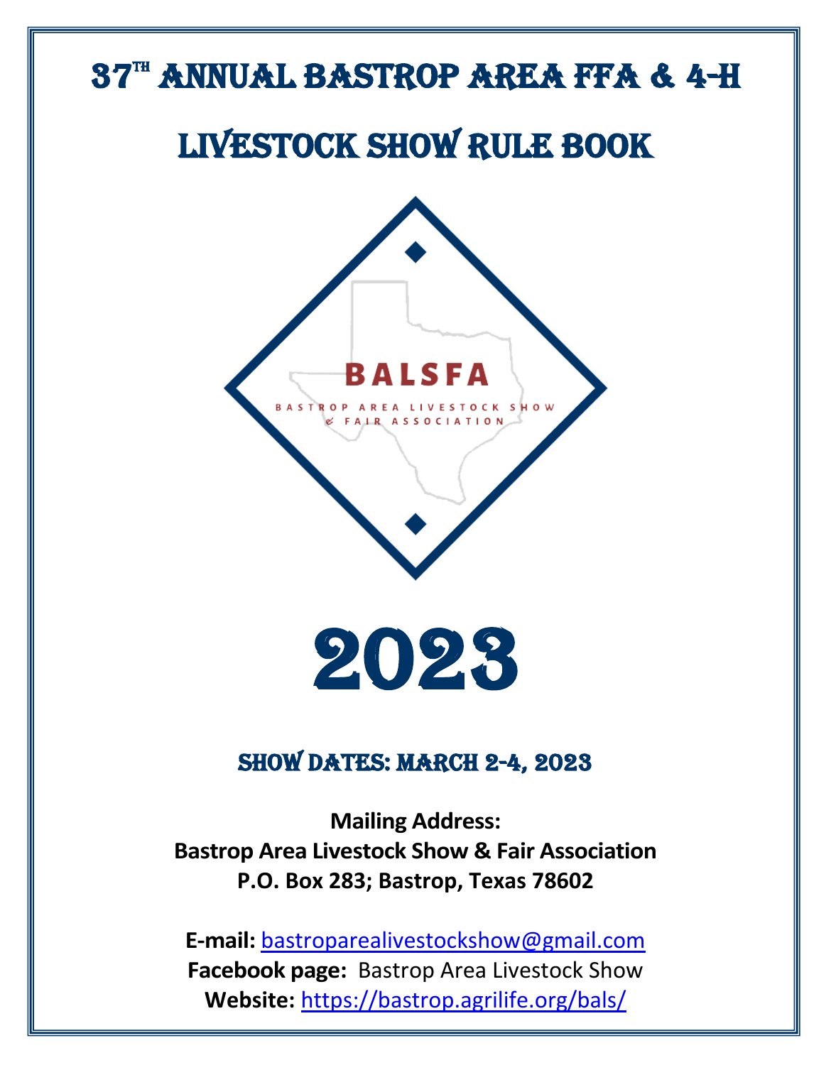# 37[th] Annual Bastrop Area FFA & 4-H

# Livestock Show Rule Book

BALSFA

BASTROP AREA LIVESTOCK SHOW & FAIR ASSOCIATION

# 2023

## Show Dates: March 2-4, 2023

**Mailing Address:**
**Bastrop Area Livestock Show & Fair Association**
**P.O. Box 283; Bastrop, Texas 78602**

**E-mail:** bastroparealivestockshow@gmail.com
**Facebook page:** Bastrop Area Livestock Show
**Website:** https://bastrop.agrilife.org/bals/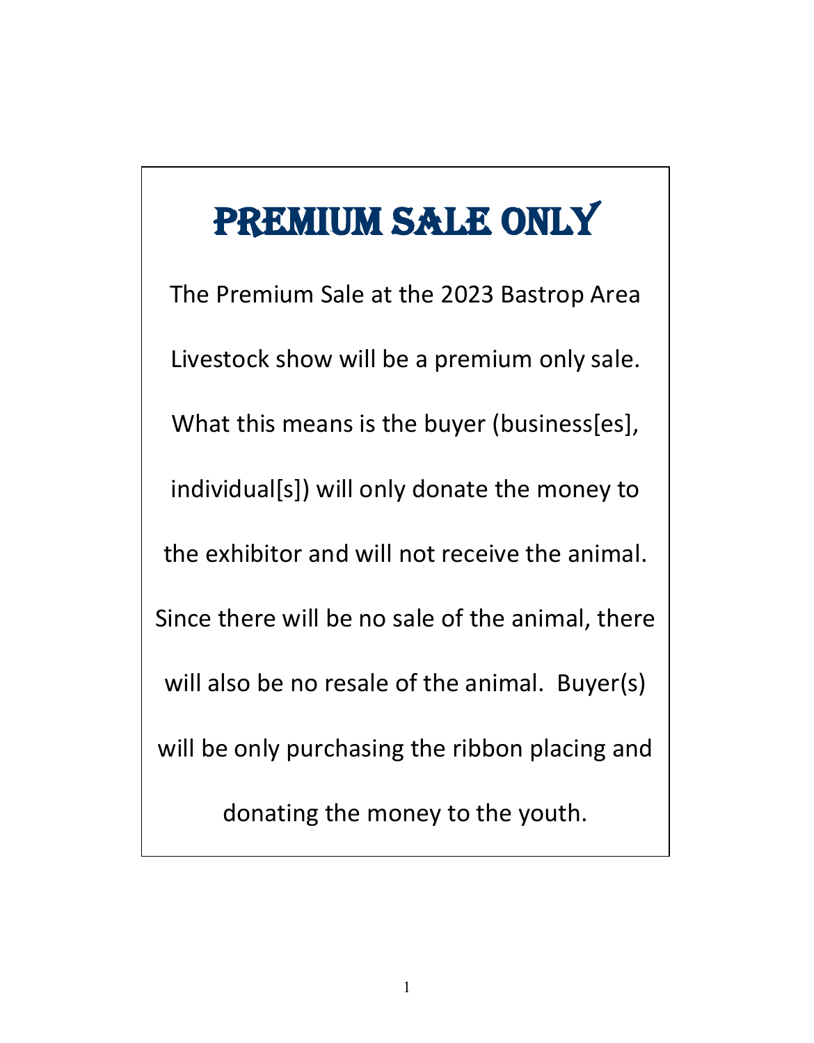# PREMIUM SALE ONLY

The Premium Sale at the 2023 Bastrop Area Livestock show will be a premium only sale. What this means is the buyer (business[es], individual[s]) will only donate the money to the exhibitor and will not receive the animal. Since there will be no sale of the animal, there will also be no resale of the animal.  Buyer(s) will be only purchasing the ribbon placing and donating the money to the youth.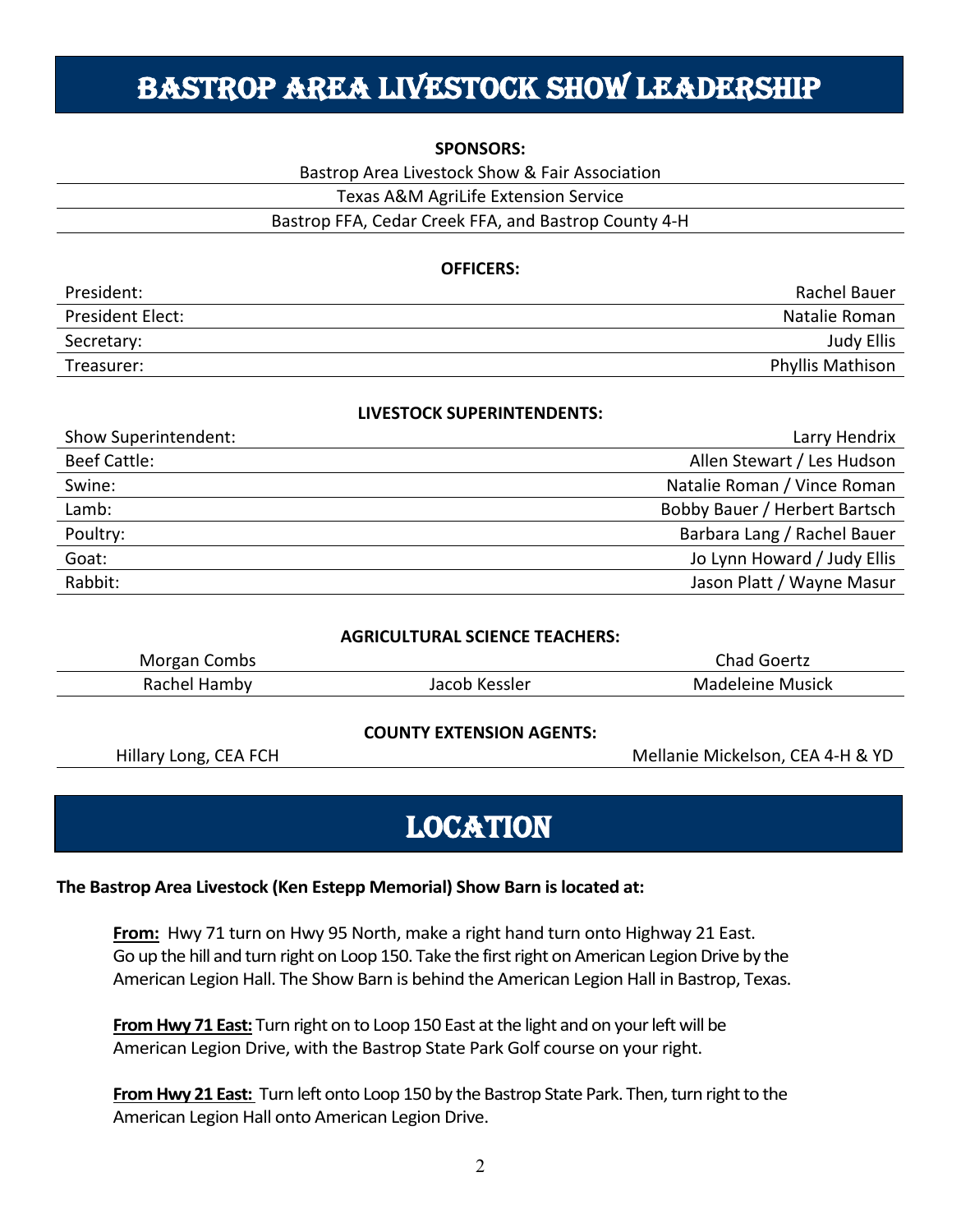# BASTROP AREA LIVESTOCK SHOW LEADERSHIP

**SPONSORS:**

Bastrop Area Livestock Show & Fair Association

Texas A&M AgriLife Extension Service

Bastrop FFA, Cedar Creek FFA, and Bastrop County 4-H

**OFFICERS:**

| | |
|---|---|
| President: | Rachel Bauer |
| President Elect: | Natalie Roman |
| Secretary: | Judy Ellis |
| Treasurer: | Phyllis Mathison |

**LIVESTOCK SUPERINTENDENTS:**

| | |
|---|---|
| Show Superintendent: | Larry Hendrix |
| Beef Cattle: | Allen Stewart / Les Hudson |
| Swine: | Natalie Roman / Vince Roman |
| Lamb: | Bobby Bauer / Herbert Bartsch |
| Poultry: | Barbara Lang / Rachel Bauer |
| Goat: | Jo Lynn Howard / Judy Ellis |
| Rabbit: | Jason Platt / Wayne Masur |

**AGRICULTURAL SCIENCE TEACHERS:**

| | | |
|---|---|---|
| Morgan Combs | | Chad Goertz |
| Rachel Hamby | Jacob Kessler | Madeleine Musick |

**COUNTY EXTENSION AGENTS:**

| | |
|---|---|
| Hillary Long, CEA FCH | Mellanie Mickelson, CEA 4-H & YD |

# LOCATION

**The Bastrop Area Livestock (Ken Estepp Memorial) Show Barn is located at:**

**From:** Hwy 71 turn on Hwy 95 North, make a right hand turn onto Highway 21 East. Go up the hill and turn right on Loop 150. Take the first right on American Legion Drive by the American Legion Hall. The Show Barn is behind the American Legion Hall in Bastrop, Texas.

**From Hwy 71 East:** Turn right on to Loop 150 East at the light and on your left will be American Legion Drive, with the Bastrop State Park Golf course on your right.

**From Hwy 21 East:** Turn left onto Loop 150 by the Bastrop State Park. Then, turn right to the American Legion Hall onto American Legion Drive.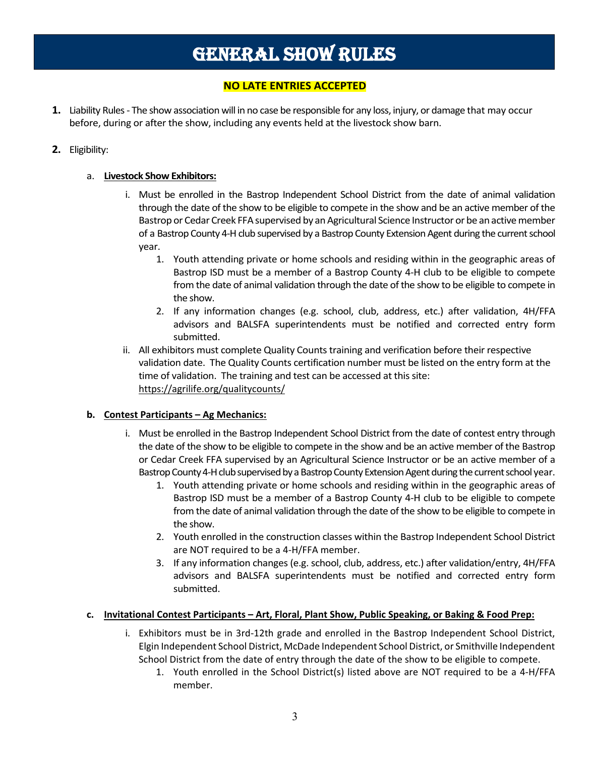# GENERAL SHOW RULES

**NO LATE ENTRIES ACCEPTED**

**1.** Liability Rules - The show association will in no case be responsible for any loss, injury, or damage that may occur before, during or after the show, including any events held at the livestock show barn.

**2.** Eligibility:

a. **Livestock Show Exhibitors:**

   i. Must be enrolled in the Bastrop Independent School District from the date of animal validation through the date of the show to be eligible to compete in the show and be an active member of the Bastrop or Cedar Creek FFA supervised by an Agricultural Science Instructor or be an active member of a Bastrop County 4-H club supervised by a Bastrop County Extension Agent during the current school year.

      1. Youth attending private or home schools and residing within in the geographic areas of Bastrop ISD must be a member of a Bastrop County 4-H club to be eligible to compete from the date of animal validation through the date of the show to be eligible to compete in the show.
      2. If any information changes (e.g. school, club, address, etc.) after validation, 4H/FFA advisors and BALSFA superintendents must be notified and corrected entry form submitted.

   ii. All exhibitors must complete Quality Counts training and verification before their respective validation date. The Quality Counts certification number must be listed on the entry form at the time of validation. The training and test can be accessed at this site: https://agrilife.org/qualitycounts/

**b. Contest Participants – Ag Mechanics:**

   i. Must be enrolled in the Bastrop Independent School District from the date of contest entry through the date of the show to be eligible to compete in the show and be an active member of the Bastrop or Cedar Creek FFA supervised by an Agricultural Science Instructor or be an active member of a Bastrop County 4-H club supervised by a Bastrop County Extension Agent during the current school year.

      1. Youth attending private or home schools and residing within in the geographic areas of Bastrop ISD must be a member of a Bastrop County 4-H club to be eligible to compete from the date of animal validation through the date of the show to be eligible to compete in the show.
      2. Youth enrolled in the construction classes within the Bastrop Independent School District are NOT required to be a 4-H/FFA member.
      3. If any information changes (e.g. school, club, address, etc.) after validation/entry, 4H/FFA advisors and BALSFA superintendents must be notified and corrected entry form submitted.

**c. Invitational Contest Participants – Art, Floral, Plant Show, Public Speaking, or Baking & Food Prep:**

   i. Exhibitors must be in 3rd-12th grade and enrolled in the Bastrop Independent School District, Elgin Independent School District, McDade Independent School District, or Smithville Independent School District from the date of entry through the date of the show to be eligible to compete.

      1. Youth enrolled in the School District(s) listed above are NOT required to be a 4-H/FFA member.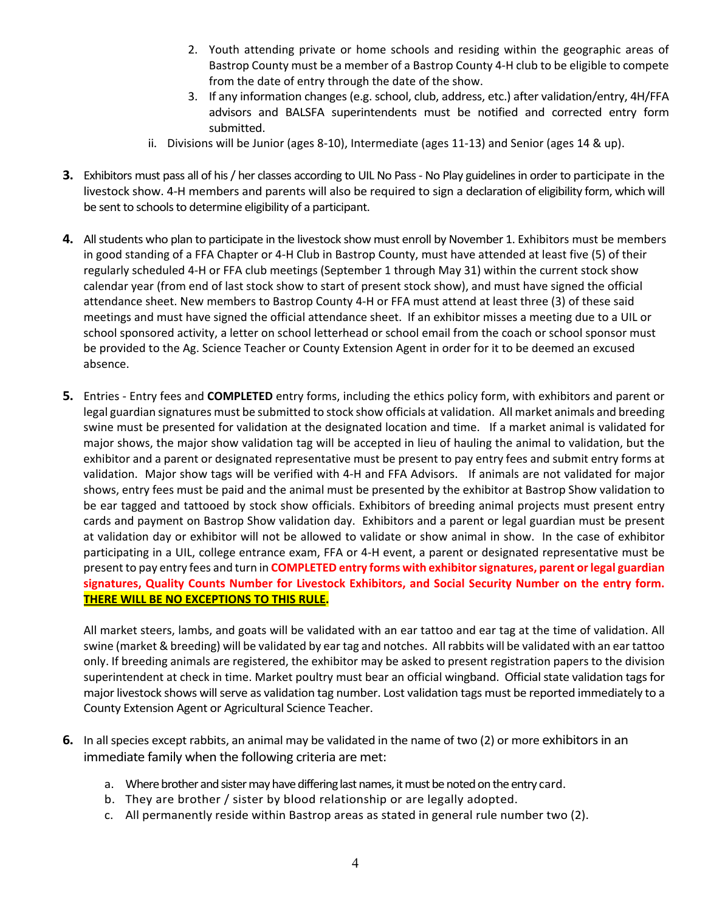2. Youth attending private or home schools and residing within the geographic areas of Bastrop County must be a member of a Bastrop County 4-H club to be eligible to compete from the date of entry through the date of the show.
3. If any information changes (e.g. school, club, address, etc.) after validation/entry, 4H/FFA advisors and BALSFA superintendents must be notified and corrected entry form submitted.

ii. Divisions will be Junior (ages 8-10), Intermediate (ages 11-13) and Senior (ages 14 & up).

**3.** Exhibitors must pass all of his / her classes according to UIL No Pass - No Play guidelines in order to participate in the livestock show. 4-H members and parents will also be required to sign a declaration of eligibility form, which will be sent to schools to determine eligibility of a participant.

**4.** All students who plan to participate in the livestock show must enroll by November 1. Exhibitors must be members in good standing of a FFA Chapter or 4-H Club in Bastrop County, must have attended at least five (5) of their regularly scheduled 4-H or FFA club meetings (September 1 through May 31) within the current stock show calendar year (from end of last stock show to start of present stock show), and must have signed the official attendance sheet. New members to Bastrop County 4-H or FFA must attend at least three (3) of these said meetings and must have signed the official attendance sheet. If an exhibitor misses a meeting due to a UIL or school sponsored activity, a letter on school letterhead or school email from the coach or school sponsor must be provided to the Ag. Science Teacher or County Extension Agent in order for it to be deemed an excused absence.

**5.** Entries - Entry fees and **COMPLETED** entry forms, including the ethics policy form, with exhibitors and parent or legal guardian signatures must be submitted to stock show officials at validation. All market animals and breeding swine must be presented for validation at the designated location and time. If a market animal is validated for major shows, the major show validation tag will be accepted in lieu of hauling the animal to validation, but the exhibitor and a parent or designated representative must be present to pay entry fees and submit entry forms at validation. Major show tags will be verified with 4-H and FFA Advisors. If animals are not validated for major shows, entry fees must be paid and the animal must be presented by the exhibitor at Bastrop Show validation to be ear tagged and tattooed by stock show officials. Exhibitors of breeding animal projects must present entry cards and payment on Bastrop Show validation day. Exhibitors and a parent or legal guardian must be present at validation day or exhibitor will not be allowed to validate or show animal in show. In the case of exhibitor participating in a UIL, college entrance exam, FFA or 4-H event, a parent or designated representative must be present to pay entry fees and turn in **COMPLETED entry forms with exhibitor signatures, parent or legal guardian signatures, Quality Counts Number for Livestock Exhibitors, and Social Security Number on the entry form.** **THERE WILL BE NO EXCEPTIONS TO THIS RULE.**

All market steers, lambs, and goats will be validated with an ear tattoo and ear tag at the time of validation. All swine (market & breeding) will be validated by ear tag and notches. All rabbits will be validated with an ear tattoo only. If breeding animals are registered, the exhibitor may be asked to present registration papers to the division superintendent at check in time. Market poultry must bear an official wingband. Official state validation tags for major livestock shows will serve as validation tag number. Lost validation tags must be reported immediately to a County Extension Agent or Agricultural Science Teacher.

**6.** In all species except rabbits, an animal may be validated in the name of two (2) or more exhibitors in an immediate family when the following criteria are met:

a. Where brother and sister may have differing last names, it must be noted on the entry card.
b. They are brother / sister by blood relationship or are legally adopted.
c. All permanently reside within Bastrop areas as stated in general rule number two (2).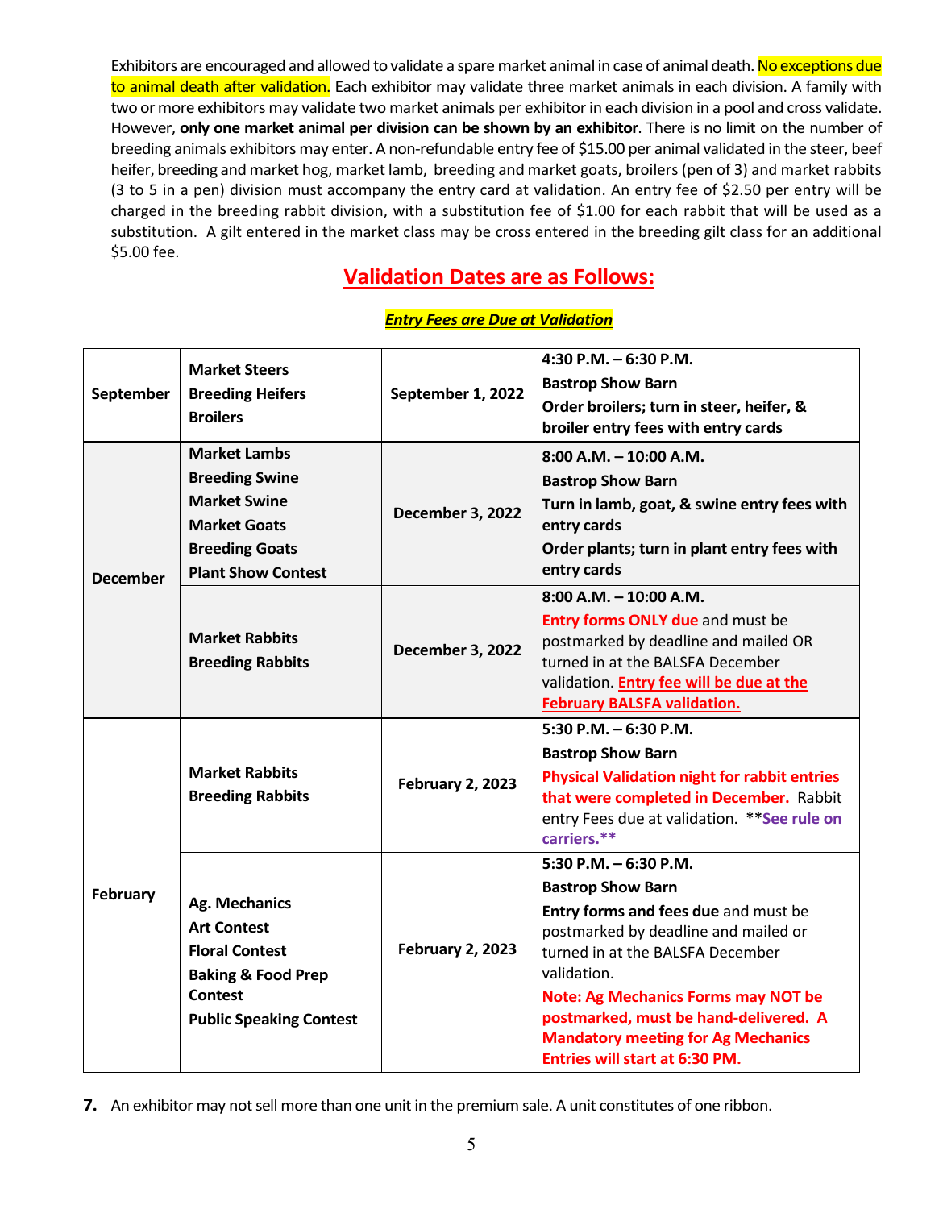Exhibitors are encouraged and allowed to validate a spare market animal in case of animal death. No exceptions due to animal death after validation. Each exhibitor may validate three market animals in each division. A family with two or more exhibitors may validate two market animals per exhibitor in each division in a pool and cross validate. However, **only one market animal per division can be shown by an exhibitor**. There is no limit on the number of breeding animals exhibitors may enter. A non-refundable entry fee of $15.00 per animal validated in the steer, beef heifer, breeding and market hog, market lamb, breeding and market goats, broilers (pen of 3) and market rabbits (3 to 5 in a pen) division must accompany the entry card at validation. An entry fee of $2.50 per entry will be charged in the breeding rabbit division, with a substitution fee of $1.00 for each rabbit that will be used as a substitution. A gilt entered in the market class may be cross entered in the breeding gilt class for an additional $5.00 fee.

## Validation Dates are as Follows:

***Entry Fees are Due at Validation***

| | | | |
|---|---|---|---|
| **September** | **Market Steers**<br>**Breeding Heifers**<br>**Broilers** | **September 1, 2022** | **4:30 P.M. – 6:30 P.M.**<br>**Bastrop Show Barn**<br>**Order broilers; turn in steer, heifer, & broiler entry fees with entry cards** |
| **December** | **Market Lambs**<br>**Breeding Swine**<br>**Market Swine**<br>**Market Goats**<br>**Breeding Goats**<br>**Plant Show Contest** | **December 3, 2022** | **8:00 A.M. – 10:00 A.M.**<br>**Bastrop Show Barn**<br>**Turn in lamb, goat, & swine entry fees with entry cards**<br>**Order plants; turn in plant entry fees with entry cards** |
| | **Market Rabbits**<br>**Breeding Rabbits** | **December 3, 2022** | **8:00 A.M. – 10:00 A.M.**<br>**Entry forms ONLY due** and must be postmarked by deadline and mailed OR turned in at the BALSFA December validation. **Entry fee will be due at the February BALSFA validation.** |
| **February** | **Market Rabbits**<br>**Breeding Rabbits** | **February 2, 2023** | **5:30 P.M. – 6:30 P.M.**<br>**Bastrop Show Barn**<br>**Physical Validation night for rabbit entries that were completed in December.** Rabbit entry Fees due at validation. **\*\*See rule on carriers.\*\*** |
| | **Ag. Mechanics**<br>**Art Contest**<br>**Floral Contest**<br>**Baking & Food Prep Contest**<br>**Public Speaking Contest** | **February 2, 2023** | **5:30 P.M. – 6:30 P.M.**<br>**Bastrop Show Barn**<br>**Entry forms and fees due** and must be postmarked by deadline and mailed or turned in at the BALSFA December validation.<br>**Note: Ag Mechanics Forms may NOT be postmarked, must be hand-delivered. A Mandatory meeting for Ag Mechanics Entries will start at 6:30 PM.** |

**7.** An exhibitor may not sell more than one unit in the premium sale. A unit constitutes of one ribbon.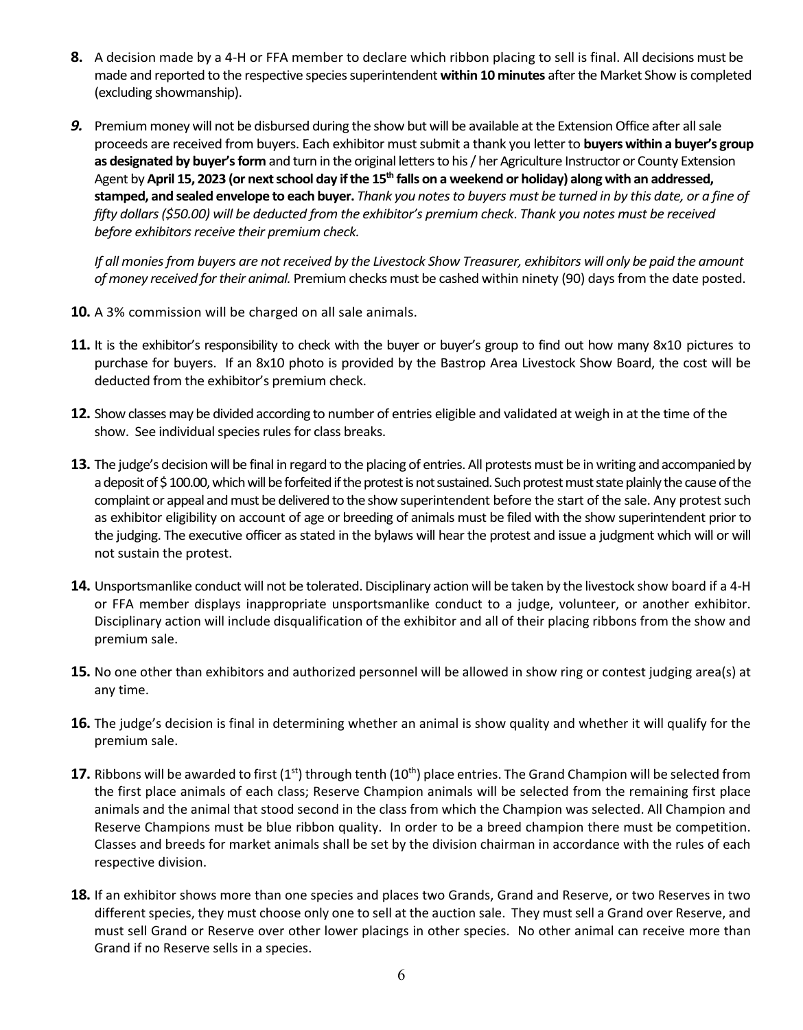**8.** A decision made by a 4-H or FFA member to declare which ribbon placing to sell is final. All decisions must be made and reported to the respective species superintendent **within 10 minutes** after the Market Show is completed (excluding showmanship).

***9.*** Premium money will not be disbursed during the show but will be available at the Extension Office after all sale proceeds are received from buyers. Each exhibitor must submit a thank you letter to **buyers within a buyer's group as designated by buyer's form** and turn in the original letters to his / her Agriculture Instructor or County Extension Agent by **April 15, 2023 (or next school day if the 15th falls on a weekend or holiday) along with an addressed, stamped, and sealed envelope to each buyer.** *Thank you notes to buyers must be turned in by this date, or a fine of fifty dollars ($50.00) will be deducted from the exhibitor's premium check. Thank you notes must be received before exhibitors receive their premium check.*

*If all monies from buyers are not received by the Livestock Show Treasurer, exhibitors will only be paid the amount of money received for their animal.* Premium checks must be cashed within ninety (90) days from the date posted.

**10.** A 3% commission will be charged on all sale animals.

**11.** It is the exhibitor's responsibility to check with the buyer or buyer's group to find out how many 8x10 pictures to purchase for buyers. If an 8x10 photo is provided by the Bastrop Area Livestock Show Board, the cost will be deducted from the exhibitor's premium check.

**12.** Show classes may be divided according to number of entries eligible and validated at weigh in at the time of the show. See individual species rules for class breaks.

**13.** The judge's decision will be final in regard to the placing of entries. All protests must be in writing and accompanied by a deposit of $ 100.00, which will be forfeited if the protest is not sustained. Such protest must state plainly the cause of the complaint or appeal and must be delivered to the show superintendent before the start of the sale. Any protest such as exhibitor eligibility on account of age or breeding of animals must be filed with the show superintendent prior to the judging. The executive officer as stated in the bylaws will hear the protest and issue a judgment which will or will not sustain the protest.

**14.** Unsportsmanlike conduct will not be tolerated. Disciplinary action will be taken by the livestock show board if a 4-H or FFA member displays inappropriate unsportsmanlike conduct to a judge, volunteer, or another exhibitor. Disciplinary action will include disqualification of the exhibitor and all of their placing ribbons from the show and premium sale.

**15.** No one other than exhibitors and authorized personnel will be allowed in show ring or contest judging area(s) at any time.

**16.** The judge's decision is final in determining whether an animal is show quality and whether it will qualify for the premium sale.

**17.** Ribbons will be awarded to first (1st) through tenth (10th) place entries. The Grand Champion will be selected from the first place animals of each class; Reserve Champion animals will be selected from the remaining first place animals and the animal that stood second in the class from which the Champion was selected. All Champion and Reserve Champions must be blue ribbon quality. In order to be a breed champion there must be competition. Classes and breeds for market animals shall be set by the division chairman in accordance with the rules of each respective division.

**18.** If an exhibitor shows more than one species and places two Grands, Grand and Reserve, or two Reserves in two different species, they must choose only one to sell at the auction sale. They must sell a Grand over Reserve, and must sell Grand or Reserve over other lower placings in other species. No other animal can receive more than Grand if no Reserve sells in a species.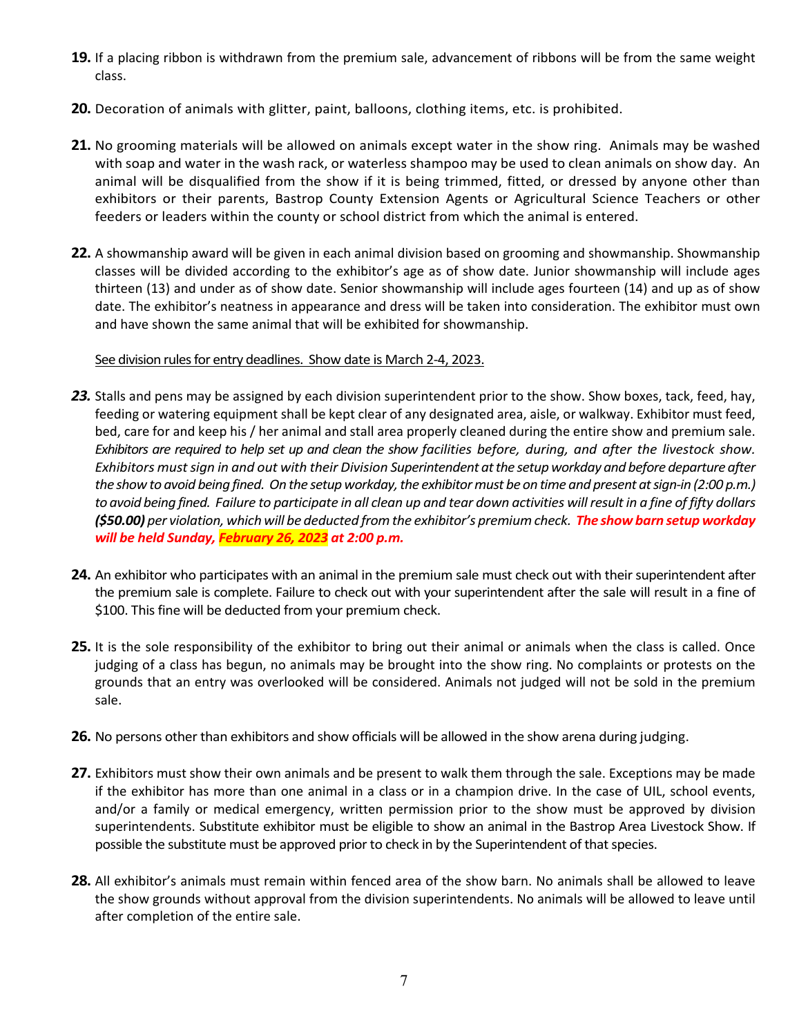**19.** If a placing ribbon is withdrawn from the premium sale, advancement of ribbons will be from the same weight class.

**20.** Decoration of animals with glitter, paint, balloons, clothing items, etc. is prohibited.

**21.** No grooming materials will be allowed on animals except water in the show ring. Animals may be washed with soap and water in the wash rack, or waterless shampoo may be used to clean animals on show day. An animal will be disqualified from the show if it is being trimmed, fitted, or dressed by anyone other than exhibitors or their parents, Bastrop County Extension Agents or Agricultural Science Teachers or other feeders or leaders within the county or school district from which the animal is entered.

**22.** A showmanship award will be given in each animal division based on grooming and showmanship. Showmanship classes will be divided according to the exhibitor's age as of show date. Junior showmanship will include ages thirteen (13) and under as of show date. Senior showmanship will include ages fourteen (14) and up as of show date. The exhibitor's neatness in appearance and dress will be taken into consideration. The exhibitor must own and have shown the same animal that will be exhibited for showmanship.

See division rules for entry deadlines. Show date is March 2-4, 2023.

***23.*** Stalls and pens may be assigned by each division superintendent prior to the show. Show boxes, tack, feed, hay, feeding or watering equipment shall be kept clear of any designated area, aisle, or walkway. Exhibitor must feed, bed, care for and keep his / her animal and stall area properly cleaned during the entire show and premium sale. *Exhibitors are required to help set up and clean the show facilities before, during, and after the livestock show. Exhibitors must sign in and out with their Division Superintendent at the setup workday and before departure after the show to avoid being fined. On the setup workday, the exhibitor must be on time and present at sign-in (2:00 p.m.) to avoid being fined. Failure to participate in all clean up and tear down activities will result in a fine of fifty dollars **($50.00)** per violation, which will be deducted from the exhibitor's premium check.* ***The show barn setup workday will be held Sunday, February 26, 2023 at 2:00 p.m.***

**24.** An exhibitor who participates with an animal in the premium sale must check out with their superintendent after the premium sale is complete. Failure to check out with your superintendent after the sale will result in a fine of $100. This fine will be deducted from your premium check.

**25.** It is the sole responsibility of the exhibitor to bring out their animal or animals when the class is called. Once judging of a class has begun, no animals may be brought into the show ring. No complaints or protests on the grounds that an entry was overlooked will be considered. Animals not judged will not be sold in the premium sale.

**26.** No persons other than exhibitors and show officials will be allowed in the show arena during judging.

**27.** Exhibitors must show their own animals and be present to walk them through the sale. Exceptions may be made if the exhibitor has more than one animal in a class or in a champion drive. In the case of UIL, school events, and/or a family or medical emergency, written permission prior to the show must be approved by division superintendents. Substitute exhibitor must be eligible to show an animal in the Bastrop Area Livestock Show. If possible the substitute must be approved prior to check in by the Superintendent of that species.

**28.** All exhibitor's animals must remain within fenced area of the show barn. No animals shall be allowed to leave the show grounds without approval from the division superintendents. No animals will be allowed to leave until after completion of the entire sale.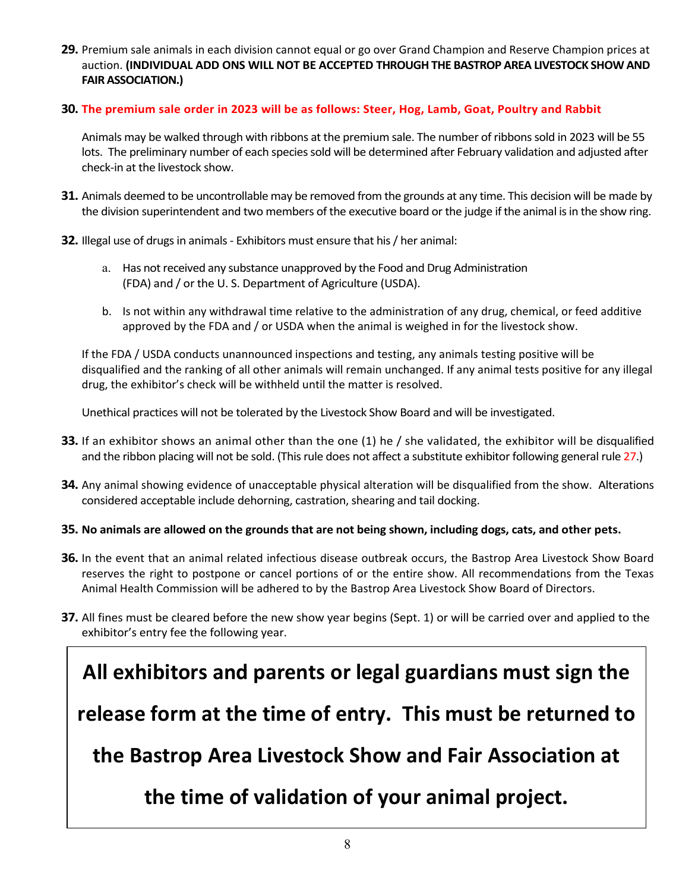**29.** Premium sale animals in each division cannot equal or go over Grand Champion and Reserve Champion prices at auction. **(INDIVIDUAL ADD ONS WILL NOT BE ACCEPTED THROUGH THE BASTROP AREA LIVESTOCK SHOW AND FAIR ASSOCIATION.)**

**30. The premium sale order in 2023 will be as follows: Steer, Hog, Lamb, Goat, Poultry and Rabbit**

Animals may be walked through with ribbons at the premium sale. The number of ribbons sold in 2023 will be 55 lots. The preliminary number of each species sold will be determined after February validation and adjusted after check-in at the livestock show.

**31.** Animals deemed to be uncontrollable may be removed from the grounds at any time. This decision will be made by the division superintendent and two members of the executive board or the judge if the animal is in the show ring.

**32.** Illegal use of drugs in animals - Exhibitors must ensure that his / her animal:

a. Has not received any substance unapproved by the Food and Drug Administration (FDA) and / or the U. S. Department of Agriculture (USDA).

b. Is not within any withdrawal time relative to the administration of any drug, chemical, or feed additive approved by the FDA and / or USDA when the animal is weighed in for the livestock show.

If the FDA / USDA conducts unannounced inspections and testing, any animals testing positive will be disqualified and the ranking of all other animals will remain unchanged. If any animal tests positive for any illegal drug, the exhibitor's check will be withheld until the matter is resolved.

Unethical practices will not be tolerated by the Livestock Show Board and will be investigated.

**33.** If an exhibitor shows an animal other than the one (1) he / she validated, the exhibitor will be disqualified and the ribbon placing will not be sold. (This rule does not affect a substitute exhibitor following general rule 27.)

**34.** Any animal showing evidence of unacceptable physical alteration will be disqualified from the show. Alterations considered acceptable include dehorning, castration, shearing and tail docking.

**35. No animals are allowed on the grounds that are not being shown, including dogs, cats, and other pets.**

**36.** In the event that an animal related infectious disease outbreak occurs, the Bastrop Area Livestock Show Board reserves the right to postpone or cancel portions of or the entire show. All recommendations from the Texas Animal Health Commission will be adhered to by the Bastrop Area Livestock Show Board of Directors.

**37.** All fines must be cleared before the new show year begins (Sept. 1) or will be carried over and applied to the exhibitor's entry fee the following year.

**All exhibitors and parents or legal guardians must sign the release form at the time of entry. This must be returned to the Bastrop Area Livestock Show and Fair Association at the time of validation of your animal project.**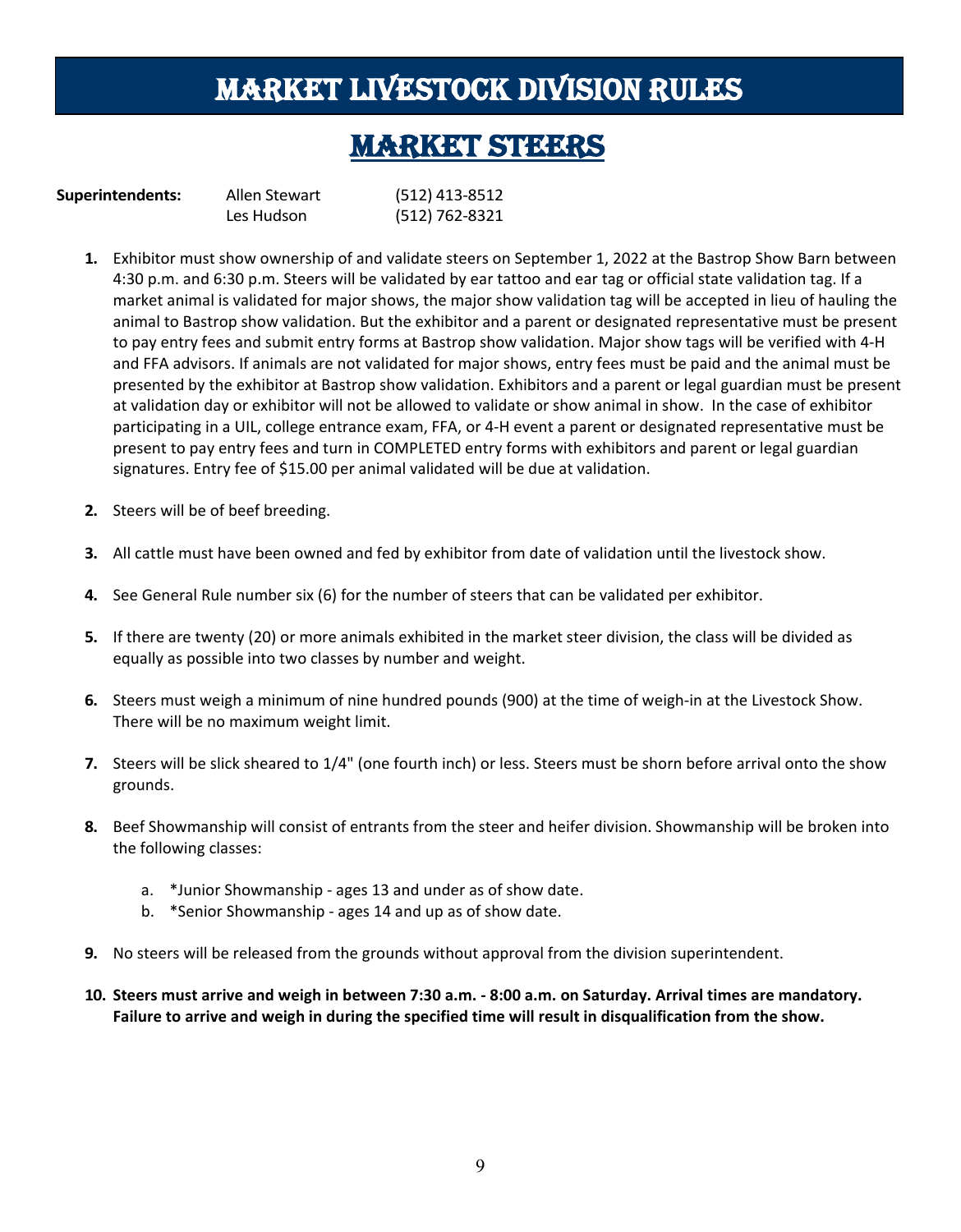# MARKET LIVESTOCK DIVISION RULES

## MARKET STEERS

**Superintendents:** Allen Stewart (512) 413-8512
Les Hudson (512) 762-8321

1. Exhibitor must show ownership of and validate steers on September 1, 2022 at the Bastrop Show Barn between 4:30 p.m. and 6:30 p.m. Steers will be validated by ear tattoo and ear tag or official state validation tag. If a market animal is validated for major shows, the major show validation tag will be accepted in lieu of hauling the animal to Bastrop show validation. But the exhibitor and a parent or designated representative must be present to pay entry fees and submit entry forms at Bastrop show validation. Major show tags will be verified with 4-H and FFA advisors. If animals are not validated for major shows, entry fees must be paid and the animal must be presented by the exhibitor at Bastrop show validation. Exhibitors and a parent or legal guardian must be present at validation day or exhibitor will not be allowed to validate or show animal in show. In the case of exhibitor participating in a UIL, college entrance exam, FFA, or 4-H event a parent or designated representative must be present to pay entry fees and turn in COMPLETED entry forms with exhibitors and parent or legal guardian signatures. Entry fee of $15.00 per animal validated will be due at validation.

2. Steers will be of beef breeding.

3. All cattle must have been owned and fed by exhibitor from date of validation until the livestock show.

4. See General Rule number six (6) for the number of steers that can be validated per exhibitor.

5. If there are twenty (20) or more animals exhibited in the market steer division, the class will be divided as equally as possible into two classes by number and weight.

6. Steers must weigh a minimum of nine hundred pounds (900) at the time of weigh-in at the Livestock Show. There will be no maximum weight limit.

7. Steers will be slick sheared to 1/4" (one fourth inch) or less. Steers must be shorn before arrival onto the show grounds.

8. Beef Showmanship will consist of entrants from the steer and heifer division. Showmanship will be broken into the following classes:

    a. *Junior Showmanship - ages 13 and under as of show date.
    b. *Senior Showmanship - ages 14 and up as of show date.

9. No steers will be released from the grounds without approval from the division superintendent.

10. **Steers must arrive and weigh in between 7:30 a.m. - 8:00 a.m. on Saturday. Arrival times are mandatory. Failure to arrive and weigh in during the specified time will result in disqualification from the show.**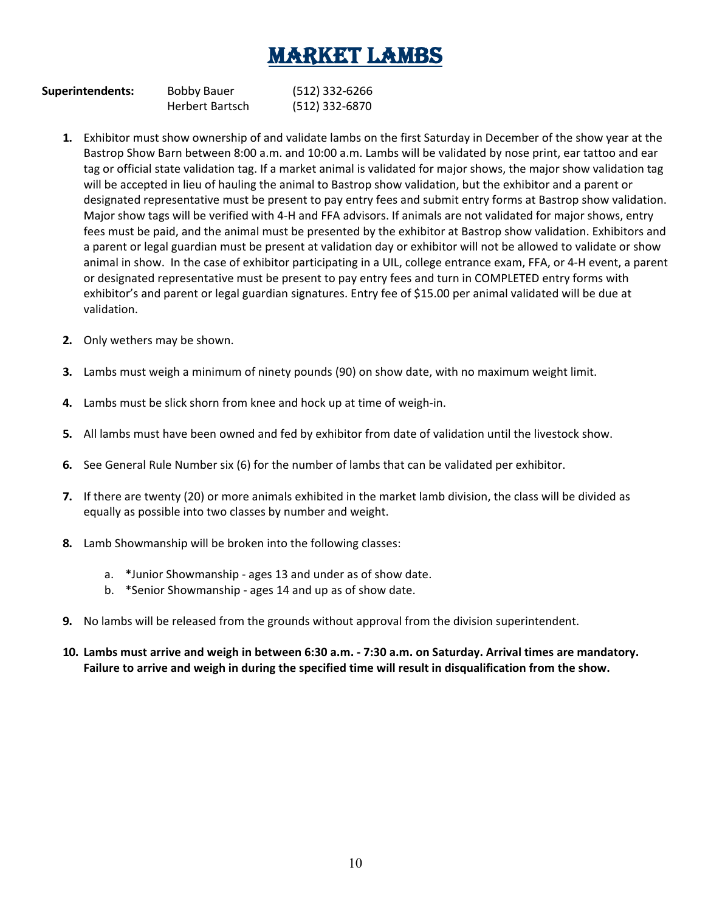# MARKET LAMBS

**Superintendents:** Bobby Bauer (512) 332-6266
Herbert Bartsch (512) 332-6870

1. Exhibitor must show ownership of and validate lambs on the first Saturday in December of the show year at the Bastrop Show Barn between 8:00 a.m. and 10:00 a.m. Lambs will be validated by nose print, ear tattoo and ear tag or official state validation tag. If a market animal is validated for major shows, the major show validation tag will be accepted in lieu of hauling the animal to Bastrop show validation, but the exhibitor and a parent or designated representative must be present to pay entry fees and submit entry forms at Bastrop show validation. Major show tags will be verified with 4-H and FFA advisors. If animals are not validated for major shows, entry fees must be paid, and the animal must be presented by the exhibitor at Bastrop show validation. Exhibitors and a parent or legal guardian must be present at validation day or exhibitor will not be allowed to validate or show animal in show. In the case of exhibitor participating in a UIL, college entrance exam, FFA, or 4-H event, a parent or designated representative must be present to pay entry fees and turn in COMPLETED entry forms with exhibitor's and parent or legal guardian signatures. Entry fee of $15.00 per animal validated will be due at validation.

2. Only wethers may be shown.

3. Lambs must weigh a minimum of ninety pounds (90) on show date, with no maximum weight limit.

4. Lambs must be slick shorn from knee and hock up at time of weigh-in.

5. All lambs must have been owned and fed by exhibitor from date of validation until the livestock show.

6. See General Rule Number six (6) for the number of lambs that can be validated per exhibitor.

7. If there are twenty (20) or more animals exhibited in the market lamb division, the class will be divided as equally as possible into two classes by number and weight.

8. Lamb Showmanship will be broken into the following classes:

   a. *Junior Showmanship - ages 13 and under as of show date.
   b. *Senior Showmanship - ages 14 and up as of show date.

9. No lambs will be released from the grounds without approval from the division superintendent.

10. **Lambs must arrive and weigh in between 6:30 a.m. - 7:30 a.m. on Saturday. Arrival times are mandatory. Failure to arrive and weigh in during the specified time will result in disqualification from the show.**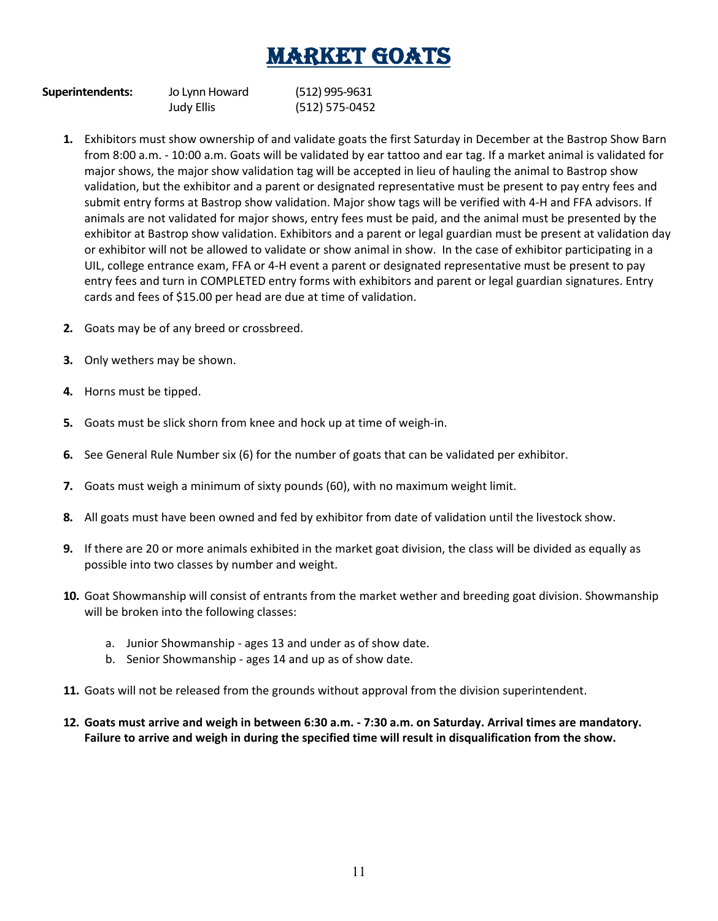# MARKET GOATS

**Superintendents:** Jo Lynn Howard (512) 995-9631
Judy Ellis (512) 575-0452

1. Exhibitors must show ownership of and validate goats the first Saturday in December at the Bastrop Show Barn from 8:00 a.m. - 10:00 a.m. Goats will be validated by ear tattoo and ear tag. If a market animal is validated for major shows, the major show validation tag will be accepted in lieu of hauling the animal to Bastrop show validation, but the exhibitor and a parent or designated representative must be present to pay entry fees and submit entry forms at Bastrop show validation. Major show tags will be verified with 4-H and FFA advisors. If animals are not validated for major shows, entry fees must be paid, and the animal must be presented by the exhibitor at Bastrop show validation. Exhibitors and a parent or legal guardian must be present at validation day or exhibitor will not be allowed to validate or show animal in show. In the case of exhibitor participating in a UIL, college entrance exam, FFA or 4-H event a parent or designated representative must be present to pay entry fees and turn in COMPLETED entry forms with exhibitors and parent or legal guardian signatures. Entry cards and fees of $15.00 per head are due at time of validation.

2. Goats may be of any breed or crossbreed.

3. Only wethers may be shown.

4. Horns must be tipped.

5. Goats must be slick shorn from knee and hock up at time of weigh-in.

6. See General Rule Number six (6) for the number of goats that can be validated per exhibitor.

7. Goats must weigh a minimum of sixty pounds (60), with no maximum weight limit.

8. All goats must have been owned and fed by exhibitor from date of validation until the livestock show.

9. If there are 20 or more animals exhibited in the market goat division, the class will be divided as equally as possible into two classes by number and weight.

10. Goat Showmanship will consist of entrants from the market wether and breeding goat division. Showmanship will be broken into the following classes:

    a. Junior Showmanship - ages 13 and under as of show date.
    b. Senior Showmanship - ages 14 and up as of show date.

11. Goats will not be released from the grounds without approval from the division superintendent.

12. **Goats must arrive and weigh in between 6:30 a.m. - 7:30 a.m. on Saturday. Arrival times are mandatory. Failure to arrive and weigh in during the specified time will result in disqualification from the show.**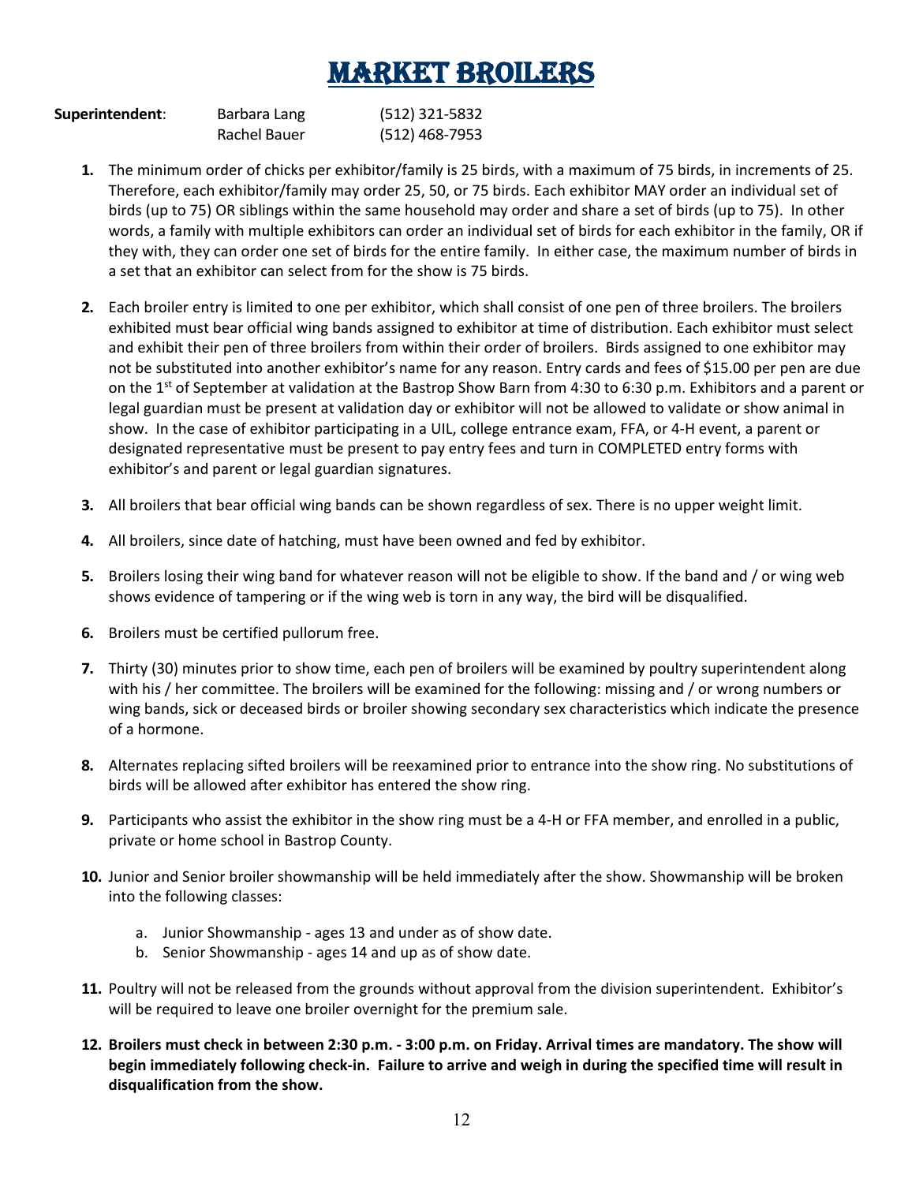# MARKET BROILERS

**Superintendent**: Barbara Lang (512) 321-5832
Rachel Bauer (512) 468-7953

1. The minimum order of chicks per exhibitor/family is 25 birds, with a maximum of 75 birds, in increments of 25. Therefore, each exhibitor/family may order 25, 50, or 75 birds. Each exhibitor MAY order an individual set of birds (up to 75) OR siblings within the same household may order and share a set of birds (up to 75). In other words, a family with multiple exhibitors can order an individual set of birds for each exhibitor in the family, OR if they with, they can order one set of birds for the entire family. In either case, the maximum number of birds in a set that an exhibitor can select from for the show is 75 birds.

2. Each broiler entry is limited to one per exhibitor, which shall consist of one pen of three broilers. The broilers exhibited must bear official wing bands assigned to exhibitor at time of distribution. Each exhibitor must select and exhibit their pen of three broilers from within their order of broilers. Birds assigned to one exhibitor may not be substituted into another exhibitor's name for any reason. Entry cards and fees of $15.00 per pen are due on the 1st of September at validation at the Bastrop Show Barn from 4:30 to 6:30 p.m. Exhibitors and a parent or legal guardian must be present at validation day or exhibitor will not be allowed to validate or show animal in show. In the case of exhibitor participating in a UIL, college entrance exam, FFA, or 4-H event, a parent or designated representative must be present to pay entry fees and turn in COMPLETED entry forms with exhibitor's and parent or legal guardian signatures.

3. All broilers that bear official wing bands can be shown regardless of sex. There is no upper weight limit.

4. All broilers, since date of hatching, must have been owned and fed by exhibitor.

5. Broilers losing their wing band for whatever reason will not be eligible to show. If the band and / or wing web shows evidence of tampering or if the wing web is torn in any way, the bird will be disqualified.

6. Broilers must be certified pullorum free.

7. Thirty (30) minutes prior to show time, each pen of broilers will be examined by poultry superintendent along with his / her committee. The broilers will be examined for the following: missing and / or wrong numbers or wing bands, sick or deceased birds or broiler showing secondary sex characteristics which indicate the presence of a hormone.

8. Alternates replacing sifted broilers will be reexamined prior to entrance into the show ring. No substitutions of birds will be allowed after exhibitor has entered the show ring.

9. Participants who assist the exhibitor in the show ring must be a 4-H or FFA member, and enrolled in a public, private or home school in Bastrop County.

10. Junior and Senior broiler showmanship will be held immediately after the show. Showmanship will be broken into the following classes:
    a. Junior Showmanship - ages 13 and under as of show date.
    b. Senior Showmanship - ages 14 and up as of show date.

11. Poultry will not be released from the grounds without approval from the division superintendent. Exhibitor's will be required to leave one broiler overnight for the premium sale.

12. **Broilers must check in between 2:30 p.m. - 3:00 p.m. on Friday. Arrival times are mandatory. The show will begin immediately following check-in. Failure to arrive and weigh in during the specified time will result in disqualification from the show.**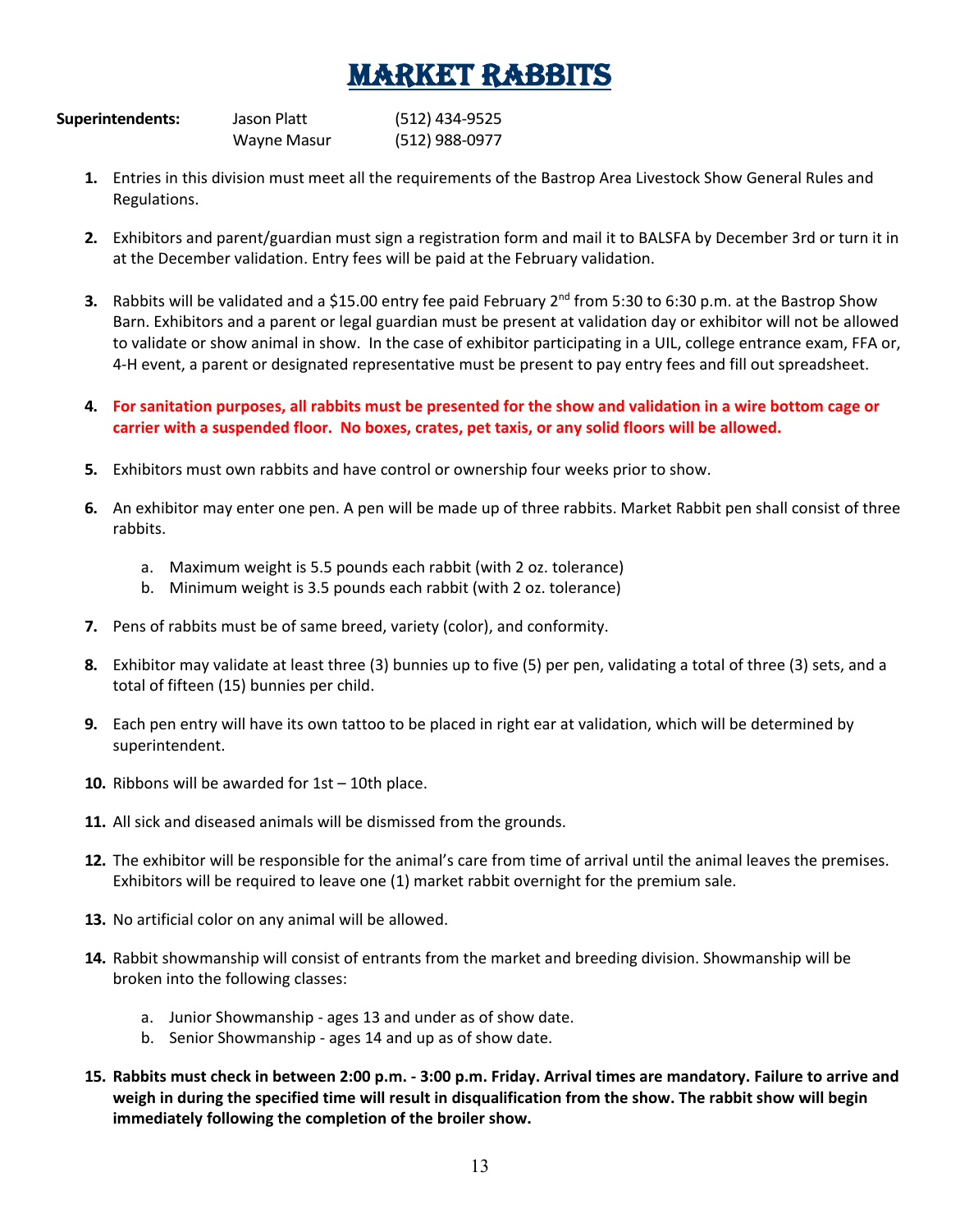# MARKET RABBITS

**Superintendents:** Jason Platt (512) 434-9525
Wayne Masur (512) 988-0977

1. Entries in this division must meet all the requirements of the Bastrop Area Livestock Show General Rules and Regulations.

2. Exhibitors and parent/guardian must sign a registration form and mail it to BALSFA by December 3rd or turn it in at the December validation. Entry fees will be paid at the February validation.

3. Rabbits will be validated and a $15.00 entry fee paid February 2nd from 5:30 to 6:30 p.m. at the Bastrop Show Barn. Exhibitors and a parent or legal guardian must be present at validation day or exhibitor will not be allowed to validate or show animal in show. In the case of exhibitor participating in a UIL, college entrance exam, FFA or, 4-H event, a parent or designated representative must be present to pay entry fees and fill out spreadsheet.

4. **For sanitation purposes, all rabbits must be presented for the show and validation in a wire bottom cage or carrier with a suspended floor. No boxes, crates, pet taxis, or any solid floors will be allowed.**

5. Exhibitors must own rabbits and have control or ownership four weeks prior to show.

6. An exhibitor may enter one pen. A pen will be made up of three rabbits. Market Rabbit pen shall consist of three rabbits.
   a. Maximum weight is 5.5 pounds each rabbit (with 2 oz. tolerance)
   b. Minimum weight is 3.5 pounds each rabbit (with 2 oz. tolerance)

7. Pens of rabbits must be of same breed, variety (color), and conformity.

8. Exhibitor may validate at least three (3) bunnies up to five (5) per pen, validating a total of three (3) sets, and a total of fifteen (15) bunnies per child.

9. Each pen entry will have its own tattoo to be placed in right ear at validation, which will be determined by superintendent.

10. Ribbons will be awarded for 1st – 10th place.

11. All sick and diseased animals will be dismissed from the grounds.

12. The exhibitor will be responsible for the animal's care from time of arrival until the animal leaves the premises. Exhibitors will be required to leave one (1) market rabbit overnight for the premium sale.

13. No artificial color on any animal will be allowed.

14. Rabbit showmanship will consist of entrants from the market and breeding division. Showmanship will be broken into the following classes:
   a. Junior Showmanship - ages 13 and under as of show date.
   b. Senior Showmanship - ages 14 and up as of show date.

15. **Rabbits must check in between 2:00 p.m. - 3:00 p.m. Friday. Arrival times are mandatory. Failure to arrive and weigh in during the specified time will result in disqualification from the show. The rabbit show will begin immediately following the completion of the broiler show.**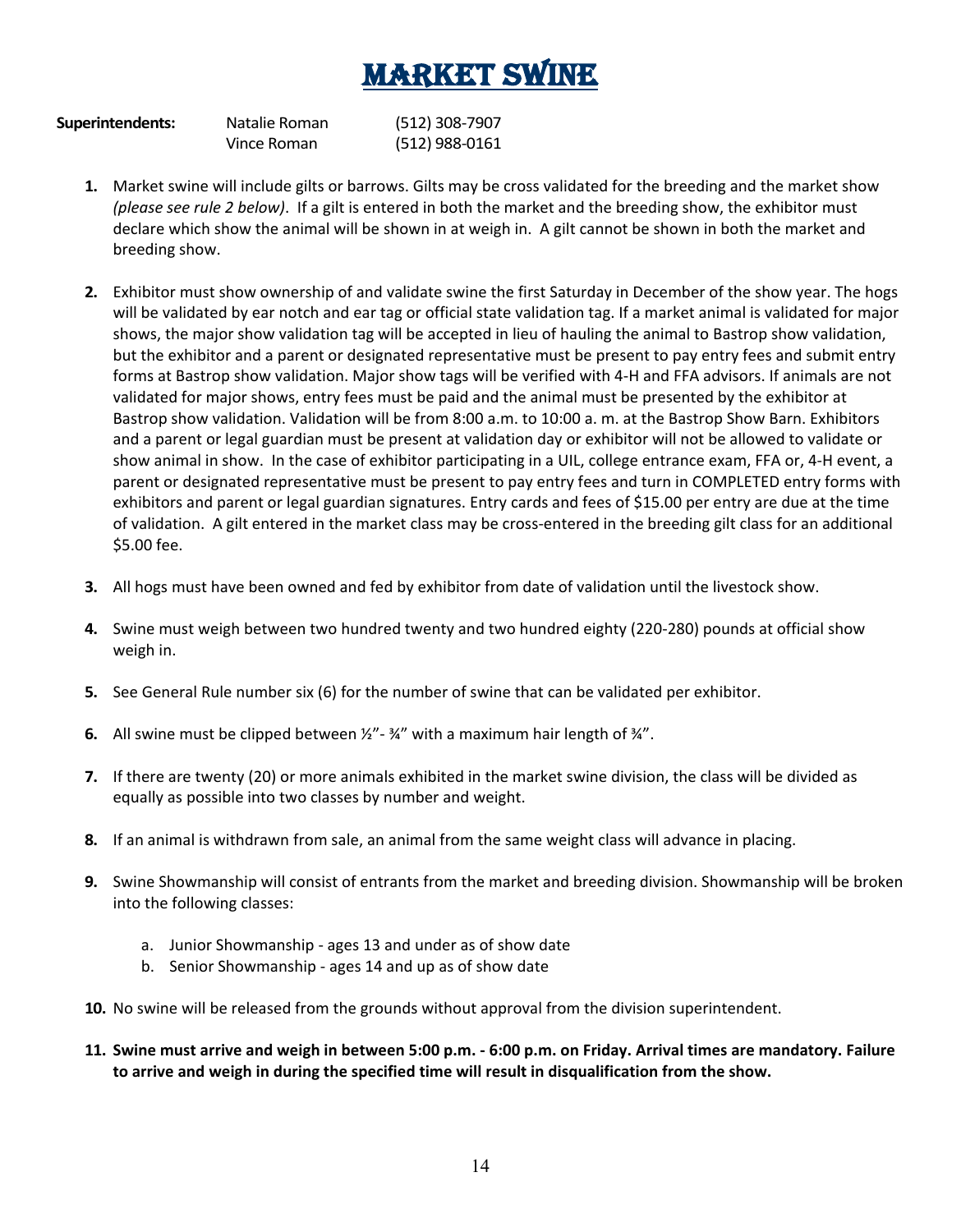# MARKET SWINE

| **Superintendents:** | Natalie Roman | (512) 308-7907 |
| --- | --- | --- |
| | Vince Roman | (512) 988-0161 |

1. Market swine will include gilts or barrows. Gilts may be cross validated for the breeding and the market show *(please see rule 2 below)*. If a gilt is entered in both the market and the breeding show, the exhibitor must declare which show the animal will be shown in at weigh in. A gilt cannot be shown in both the market and breeding show.

2. Exhibitor must show ownership of and validate swine the first Saturday in December of the show year. The hogs will be validated by ear notch and ear tag or official state validation tag. If a market animal is validated for major shows, the major show validation tag will be accepted in lieu of hauling the animal to Bastrop show validation, but the exhibitor and a parent or designated representative must be present to pay entry fees and submit entry forms at Bastrop show validation. Major show tags will be verified with 4-H and FFA advisors. If animals are not validated for major shows, entry fees must be paid and the animal must be presented by the exhibitor at Bastrop show validation. Validation will be from 8:00 a.m. to 10:00 a. m. at the Bastrop Show Barn. Exhibitors and a parent or legal guardian must be present at validation day or exhibitor will not be allowed to validate or show animal in show. In the case of exhibitor participating in a UIL, college entrance exam, FFA or, 4-H event, a parent or designated representative must be present to pay entry fees and turn in COMPLETED entry forms with exhibitors and parent or legal guardian signatures. Entry cards and fees of $15.00 per entry are due at the time of validation. A gilt entered in the market class may be cross-entered in the breeding gilt class for an additional $5.00 fee.

3. All hogs must have been owned and fed by exhibitor from date of validation until the livestock show.

4. Swine must weigh between two hundred twenty and two hundred eighty (220-280) pounds at official show weigh in.

5. See General Rule number six (6) for the number of swine that can be validated per exhibitor.

6. All swine must be clipped between ½"- ¾" with a maximum hair length of ¾".

7. If there are twenty (20) or more animals exhibited in the market swine division, the class will be divided as equally as possible into two classes by number and weight.

8. If an animal is withdrawn from sale, an animal from the same weight class will advance in placing.

9. Swine Showmanship will consist of entrants from the market and breeding division. Showmanship will be broken into the following classes:

   a. Junior Showmanship - ages 13 and under as of show date
   b. Senior Showmanship - ages 14 and up as of show date

10. No swine will be released from the grounds without approval from the division superintendent.

11. **Swine must arrive and weigh in between 5:00 p.m. - 6:00 p.m. on Friday. Arrival times are mandatory. Failure to arrive and weigh in during the specified time will result in disqualification from the show.**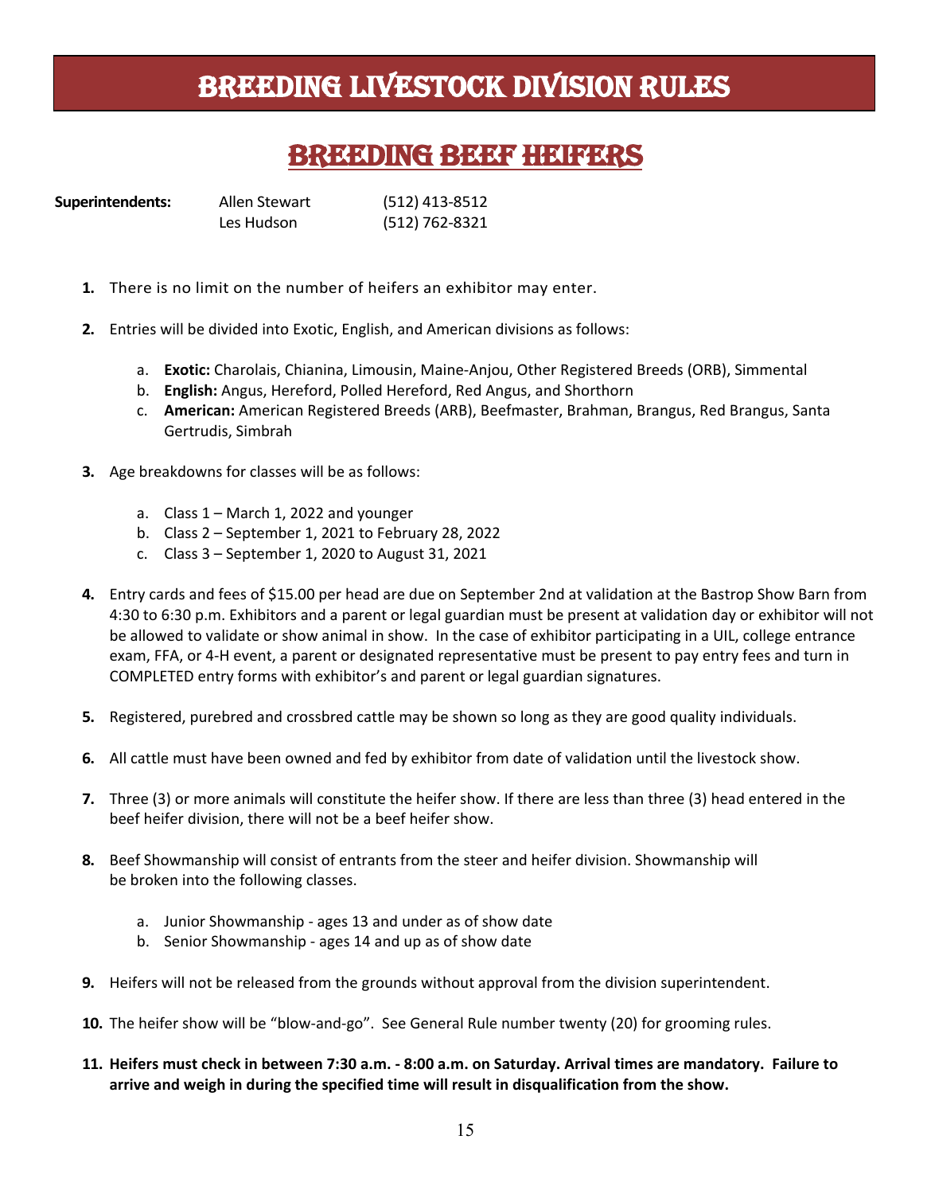# BREEDING LIVESTOCK DIVISION RULES

## BREEDING BEEF HEIFERS

| **Superintendents:** | Allen Stewart | (512) 413-8512 |
| --- | --- | --- |
| | Les Hudson | (512) 762-8321 |

1. There is no limit on the number of heifers an exhibitor may enter.
2. Entries will be divided into Exotic, English, and American divisions as follows:
    a. **Exotic:** Charolais, Chianina, Limousin, Maine-Anjou, Other Registered Breeds (ORB), Simmental
    b. **English:** Angus, Hereford, Polled Hereford, Red Angus, and Shorthorn
    c. **American:** American Registered Breeds (ARB), Beefmaster, Brahman, Brangus, Red Brangus, Santa Gertrudis, Simbrah
3. Age breakdowns for classes will be as follows:
    a. Class 1 – March 1, 2022 and younger
    b. Class 2 – September 1, 2021 to February 28, 2022
    c. Class 3 – September 1, 2020 to August 31, 2021
4. Entry cards and fees of $15.00 per head are due on September 2nd at validation at the Bastrop Show Barn from 4:30 to 6:30 p.m. Exhibitors and a parent or legal guardian must be present at validation day or exhibitor will not be allowed to validate or show animal in show. In the case of exhibitor participating in a UIL, college entrance exam, FFA, or 4-H event, a parent or designated representative must be present to pay entry fees and turn in COMPLETED entry forms with exhibitor's and parent or legal guardian signatures.
5. Registered, purebred and crossbred cattle may be shown so long as they are good quality individuals.
6. All cattle must have been owned and fed by exhibitor from date of validation until the livestock show.
7. Three (3) or more animals will constitute the heifer show. If there are less than three (3) head entered in the beef heifer division, there will not be a beef heifer show.
8. Beef Showmanship will consist of entrants from the steer and heifer division. Showmanship will be broken into the following classes.
    a. Junior Showmanship - ages 13 and under as of show date
    b. Senior Showmanship - ages 14 and up as of show date
9. Heifers will not be released from the grounds without approval from the division superintendent.
10. The heifer show will be "blow-and-go". See General Rule number twenty (20) for grooming rules.
11. **Heifers must check in between 7:30 a.m. - 8:00 a.m. on Saturday. Arrival times are mandatory. Failure to arrive and weigh in during the specified time will result in disqualification from the show.**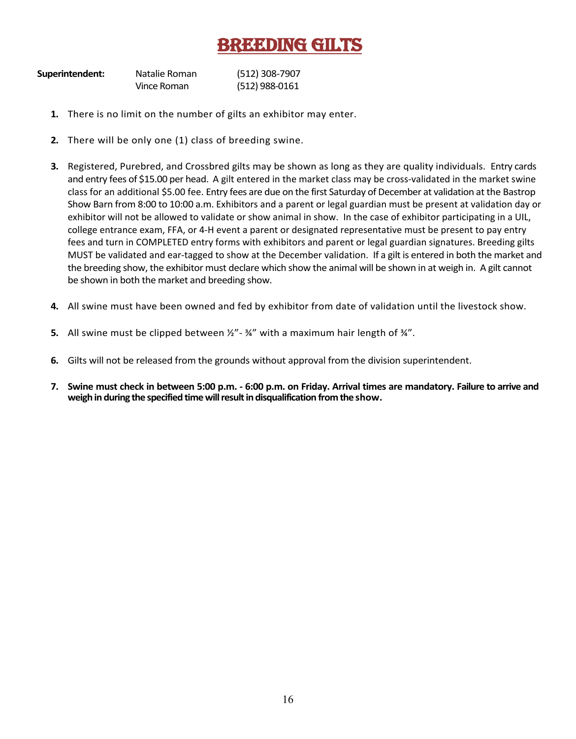# BREEDING GILTS

**Superintendent:** Natalie Roman (512) 308-7907
Vince Roman (512) 988-0161

1. There is no limit on the number of gilts an exhibitor may enter.
2. There will be only one (1) class of breeding swine.
3. Registered, Purebred, and Crossbred gilts may be shown as long as they are quality individuals. Entry cards and entry fees of $15.00 per head. A gilt entered in the market class may be cross-validated in the market swine class for an additional $5.00 fee. Entry fees are due on the first Saturday of December at validation at the Bastrop Show Barn from 8:00 to 10:00 a.m. Exhibitors and a parent or legal guardian must be present at validation day or exhibitor will not be allowed to validate or show animal in show. In the case of exhibitor participating in a UIL, college entrance exam, FFA, or 4-H event a parent or designated representative must be present to pay entry fees and turn in COMPLETED entry forms with exhibitors and parent or legal guardian signatures. Breeding gilts MUST be validated and ear-tagged to show at the December validation. If a gilt is entered in both the market and the breeding show, the exhibitor must declare which show the animal will be shown in at weigh in. A gilt cannot be shown in both the market and breeding show.
4. All swine must have been owned and fed by exhibitor from date of validation until the livestock show.
5. All swine must be clipped between ½"- ¾" with a maximum hair length of ¾".
6. Gilts will not be released from the grounds without approval from the division superintendent.
7. **Swine must check in between 5:00 p.m. - 6:00 p.m. on Friday. Arrival times are mandatory. Failure to arrive and weigh in during the specified time will result in disqualification from the show.**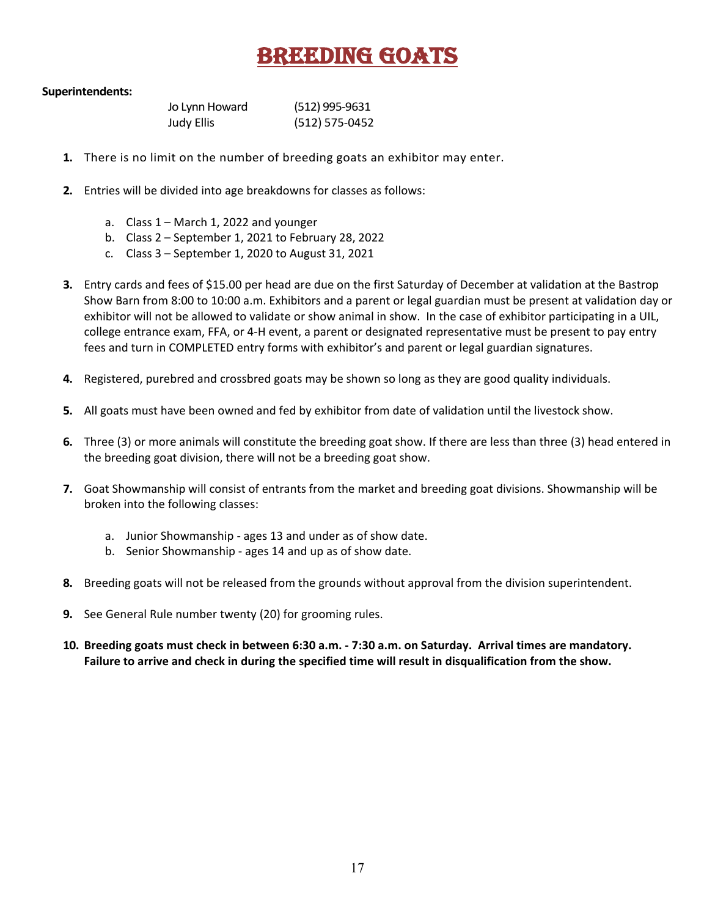# BREEDING GOATS

**Superintendents:**

Jo Lynn Howard (512) 995-9631
Judy Ellis (512) 575-0452

1. There is no limit on the number of breeding goats an exhibitor may enter.

2. Entries will be divided into age breakdowns for classes as follows:

   a. Class 1 – March 1, 2022 and younger
   b. Class 2 – September 1, 2021 to February 28, 2022
   c. Class 3 – September 1, 2020 to August 31, 2021

3. Entry cards and fees of $15.00 per head are due on the first Saturday of December at validation at the Bastrop Show Barn from 8:00 to 10:00 a.m. Exhibitors and a parent or legal guardian must be present at validation day or exhibitor will not be allowed to validate or show animal in show. In the case of exhibitor participating in a UIL, college entrance exam, FFA, or 4-H event, a parent or designated representative must be present to pay entry fees and turn in COMPLETED entry forms with exhibitor's and parent or legal guardian signatures.

4. Registered, purebred and crossbred goats may be shown so long as they are good quality individuals.

5. All goats must have been owned and fed by exhibitor from date of validation until the livestock show.

6. Three (3) or more animals will constitute the breeding goat show. If there are less than three (3) head entered in the breeding goat division, there will not be a breeding goat show.

7. Goat Showmanship will consist of entrants from the market and breeding goat divisions. Showmanship will be broken into the following classes:

   a. Junior Showmanship - ages 13 and under as of show date.
   b. Senior Showmanship - ages 14 and up as of show date.

8. Breeding goats will not be released from the grounds without approval from the division superintendent.

9. See General Rule number twenty (20) for grooming rules.

10. **Breeding goats must check in between 6:30 a.m. - 7:30 a.m. on Saturday. Arrival times are mandatory. Failure to arrive and check in during the specified time will result in disqualification from the show.**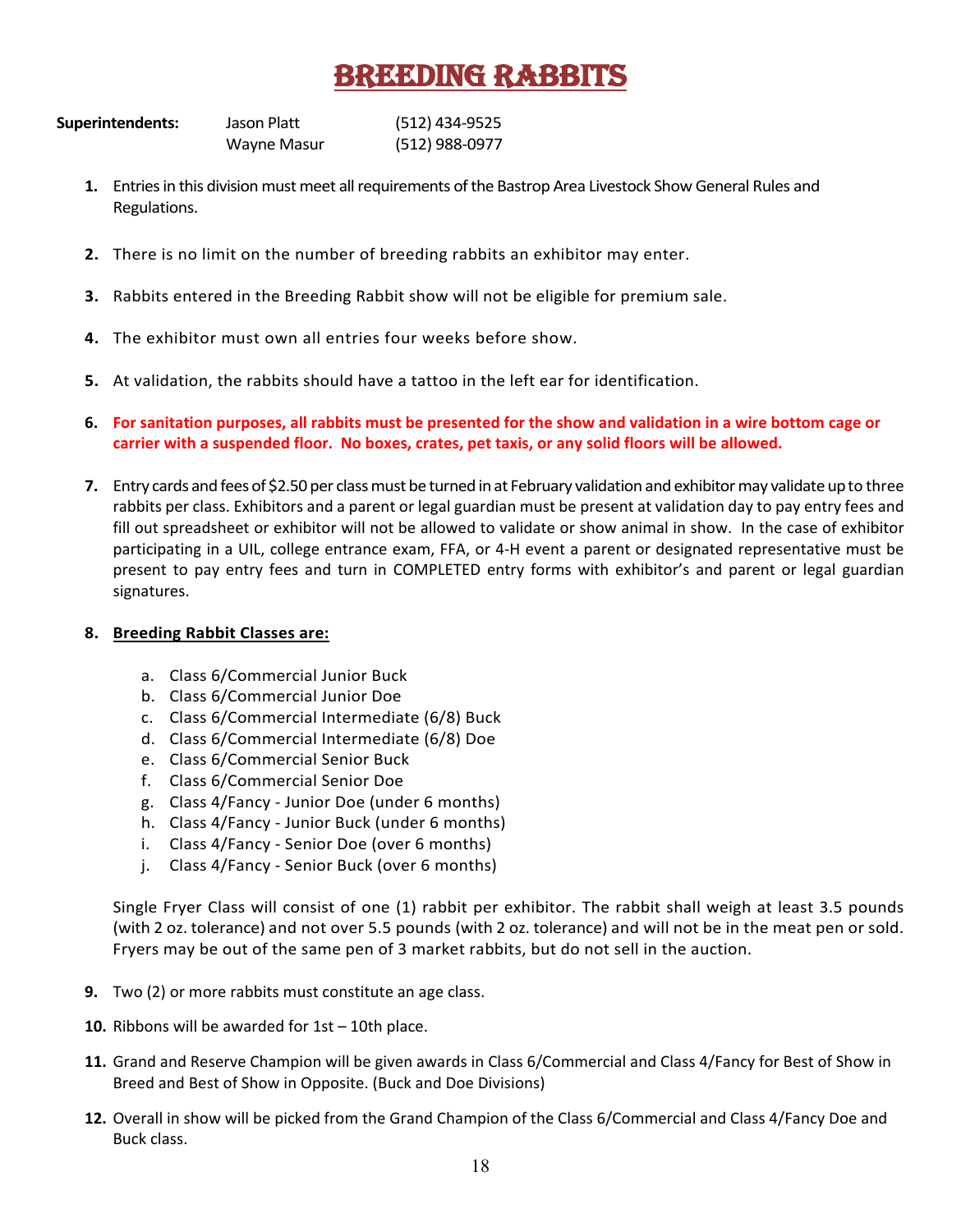# BREEDING RABBITS

**Superintendents:** Jason Platt (512) 434-9525
Wayne Masur (512) 988-0977

1. Entries in this division must meet all requirements of the Bastrop Area Livestock Show General Rules and Regulations.

2. There is no limit on the number of breeding rabbits an exhibitor may enter.

3. Rabbits entered in the Breeding Rabbit show will not be eligible for premium sale.

4. The exhibitor must own all entries four weeks before show.

5. At validation, the rabbits should have a tattoo in the left ear for identification.

6. **For sanitation purposes, all rabbits must be presented for the show and validation in a wire bottom cage or carrier with a suspended floor. No boxes, crates, pet taxis, or any solid floors will be allowed.**

7. Entry cards and fees of $2.50 per class must be turned in at February validation and exhibitor may validate up to three rabbits per class. Exhibitors and a parent or legal guardian must be present at validation day to pay entry fees and fill out spreadsheet or exhibitor will not be allowed to validate or show animal in show. In the case of exhibitor participating in a UIL, college entrance exam, FFA, or 4-H event a parent or designated representative must be present to pay entry fees and turn in COMPLETED entry forms with exhibitor's and parent or legal guardian signatures.

8. **Breeding Rabbit Classes are:**

   a. Class 6/Commercial Junior Buck
   b. Class 6/Commercial Junior Doe
   c. Class 6/Commercial Intermediate (6/8) Buck
   d. Class 6/Commercial Intermediate (6/8) Doe
   e. Class 6/Commercial Senior Buck
   f. Class 6/Commercial Senior Doe
   g. Class 4/Fancy - Junior Doe (under 6 months)
   h. Class 4/Fancy - Junior Buck (under 6 months)
   i. Class 4/Fancy - Senior Doe (over 6 months)
   j. Class 4/Fancy - Senior Buck (over 6 months)

   Single Fryer Class will consist of one (1) rabbit per exhibitor. The rabbit shall weigh at least 3.5 pounds (with 2 oz. tolerance) and not over 5.5 pounds (with 2 oz. tolerance) and will not be in the meat pen or sold. Fryers may be out of the same pen of 3 market rabbits, but do not sell in the auction.

9. Two (2) or more rabbits must constitute an age class.

10. Ribbons will be awarded for 1st – 10th place.

11. Grand and Reserve Champion will be given awards in Class 6/Commercial and Class 4/Fancy for Best of Show in Breed and Best of Show in Opposite. (Buck and Doe Divisions)

12. Overall in show will be picked from the Grand Champion of the Class 6/Commercial and Class 4/Fancy Doe and Buck class.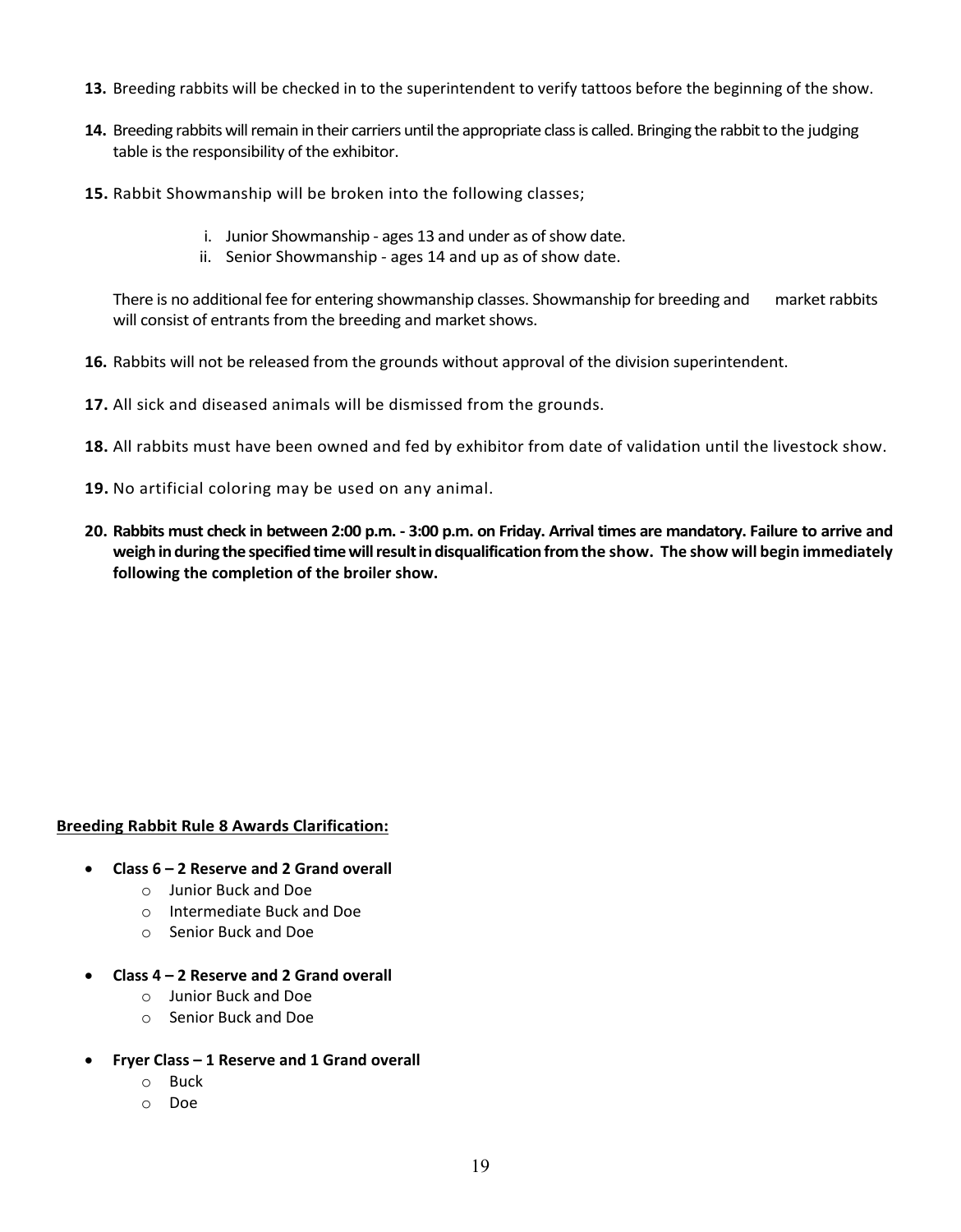13. Breeding rabbits will be checked in to the superintendent to verify tattoos before the beginning of the show.

14. Breeding rabbits will remain in their carriers until the appropriate class is called. Bringing the rabbit to the judging table is the responsibility of the exhibitor.

15. Rabbit Showmanship will be broken into the following classes;

    i. Junior Showmanship - ages 13 and under as of show date.
    ii. Senior Showmanship - ages 14 and up as of show date.

    There is no additional fee for entering showmanship classes. Showmanship for breeding and market rabbits will consist of entrants from the breeding and market shows.

16. Rabbits will not be released from the grounds without approval of the division superintendent.

17. All sick and diseased animals will be dismissed from the grounds.

18. All rabbits must have been owned and fed by exhibitor from date of validation until the livestock show.

19. No artificial coloring may be used on any animal.

20. **Rabbits must check in between 2:00 p.m. - 3:00 p.m. on Friday. Arrival times are mandatory. Failure to arrive and weigh in during the specified time will result in disqualification from the show. The show will begin immediately following the completion of the broiler show.**

**<u>Breeding Rabbit Rule 8 Awards Clarification:</u>**

- **Class 6 – 2 Reserve and 2 Grand overall**
  - Junior Buck and Doe
  - Intermediate Buck and Doe
  - Senior Buck and Doe
- **Class 4 – 2 Reserve and 2 Grand overall**
  - Junior Buck and Doe
  - Senior Buck and Doe
- **Fryer Class – 1 Reserve and 1 Grand overall**
  - Buck
  - Doe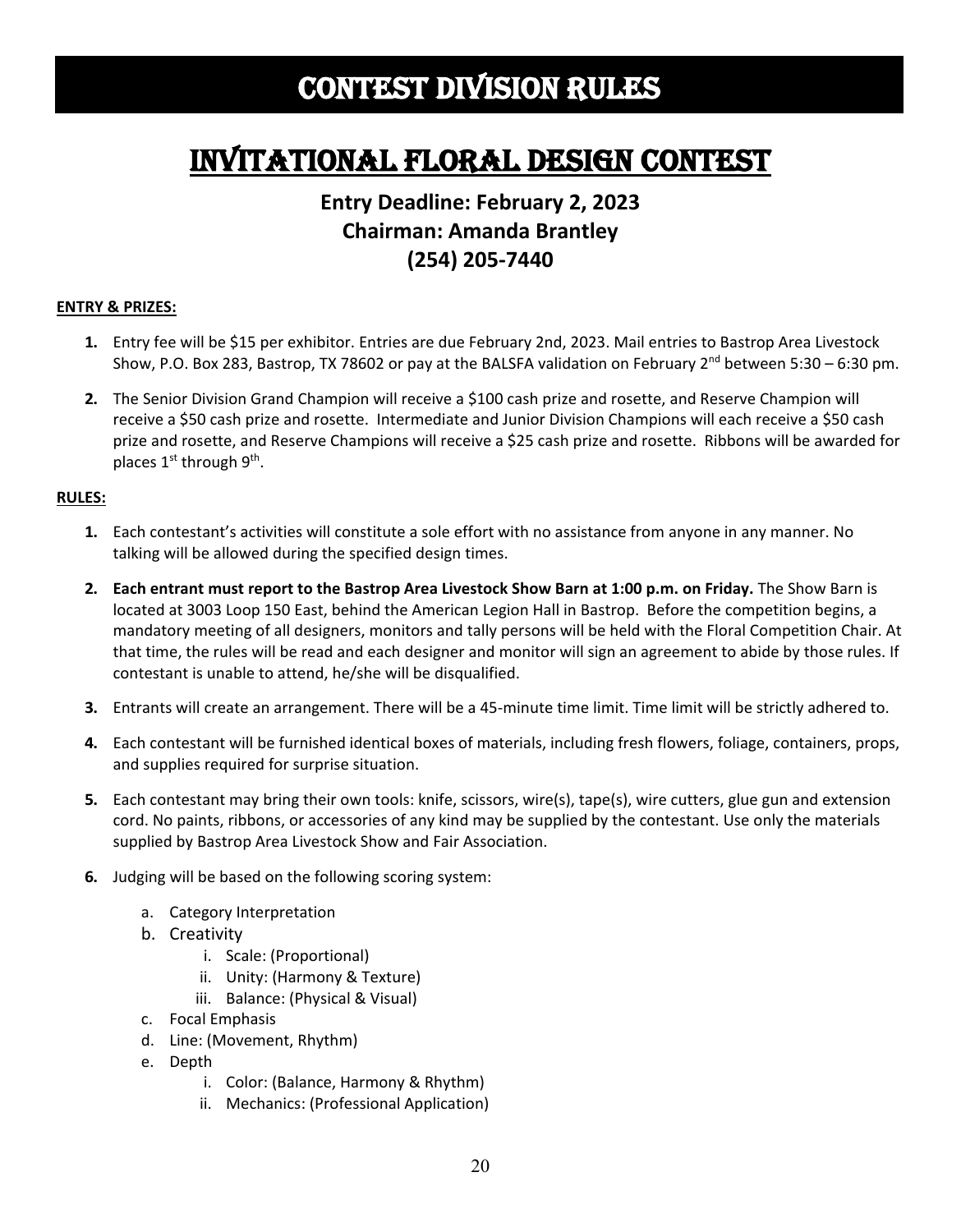# CONTEST DIVISION RULES

## INVITATIONAL FLORAL DESIGN CONTEST

**Entry Deadline: February 2, 2023**
**Chairman: Amanda Brantley**
**(254) 205-7440**

**ENTRY & PRIZES:**

1. Entry fee will be $15 per exhibitor. Entries are due February 2nd, 2023. Mail entries to Bastrop Area Livestock Show, P.O. Box 283, Bastrop, TX 78602 or pay at the BALSFA validation on February 2nd between 5:30 – 6:30 pm.
2. The Senior Division Grand Champion will receive a $100 cash prize and rosette, and Reserve Champion will receive a $50 cash prize and rosette. Intermediate and Junior Division Champions will each receive a $50 cash prize and rosette, and Reserve Champions will receive a $25 cash prize and rosette. Ribbons will be awarded for places 1st through 9th.

**RULES:**

1. Each contestant's activities will constitute a sole effort with no assistance from anyone in any manner. No talking will be allowed during the specified design times.
2. **Each entrant must report to the Bastrop Area Livestock Show Barn at 1:00 p.m. on Friday.** The Show Barn is located at 3003 Loop 150 East, behind the American Legion Hall in Bastrop. Before the competition begins, a mandatory meeting of all designers, monitors and tally persons will be held with the Floral Competition Chair. At that time, the rules will be read and each designer and monitor will sign an agreement to abide by those rules. If contestant is unable to attend, he/she will be disqualified.
3. Entrants will create an arrangement. There will be a 45-minute time limit. Time limit will be strictly adhered to.
4. Each contestant will be furnished identical boxes of materials, including fresh flowers, foliage, containers, props, and supplies required for surprise situation.
5. Each contestant may bring their own tools: knife, scissors, wire(s), tape(s), wire cutters, glue gun and extension cord. No paints, ribbons, or accessories of any kind may be supplied by the contestant. Use only the materials supplied by Bastrop Area Livestock Show and Fair Association.
6. Judging will be based on the following scoring system:
   a. Category Interpretation
   b. Creativity
      i. Scale: (Proportional)
      ii. Unity: (Harmony & Texture)
      iii. Balance: (Physical & Visual)
   c. Focal Emphasis
   d. Line: (Movement, Rhythm)
   e. Depth
      i. Color: (Balance, Harmony & Rhythm)
      ii. Mechanics: (Professional Application)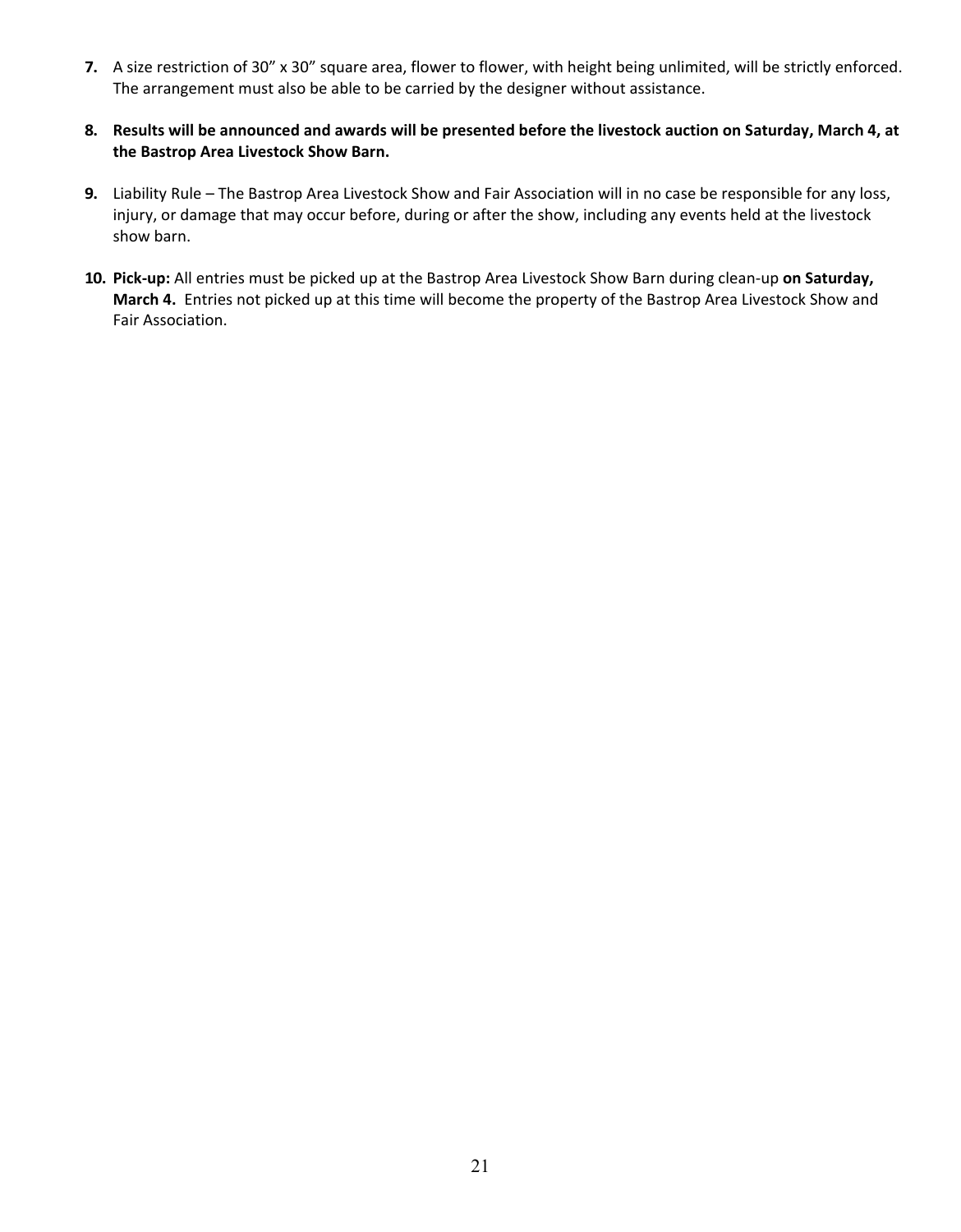7. A size restriction of 30" x 30" square area, flower to flower, with height being unlimited, will be strictly enforced. The arrangement must also be able to be carried by the designer without assistance.

8. **Results will be announced and awards will be presented before the livestock auction on Saturday, March 4, at the Bastrop Area Livestock Show Barn.**

9. Liability Rule – The Bastrop Area Livestock Show and Fair Association will in no case be responsible for any loss, injury, or damage that may occur before, during or after the show, including any events held at the livestock show barn.

10. **Pick-up:** All entries must be picked up at the Bastrop Area Livestock Show Barn during clean-up **on Saturday, March 4.** Entries not picked up at this time will become the property of the Bastrop Area Livestock Show and Fair Association.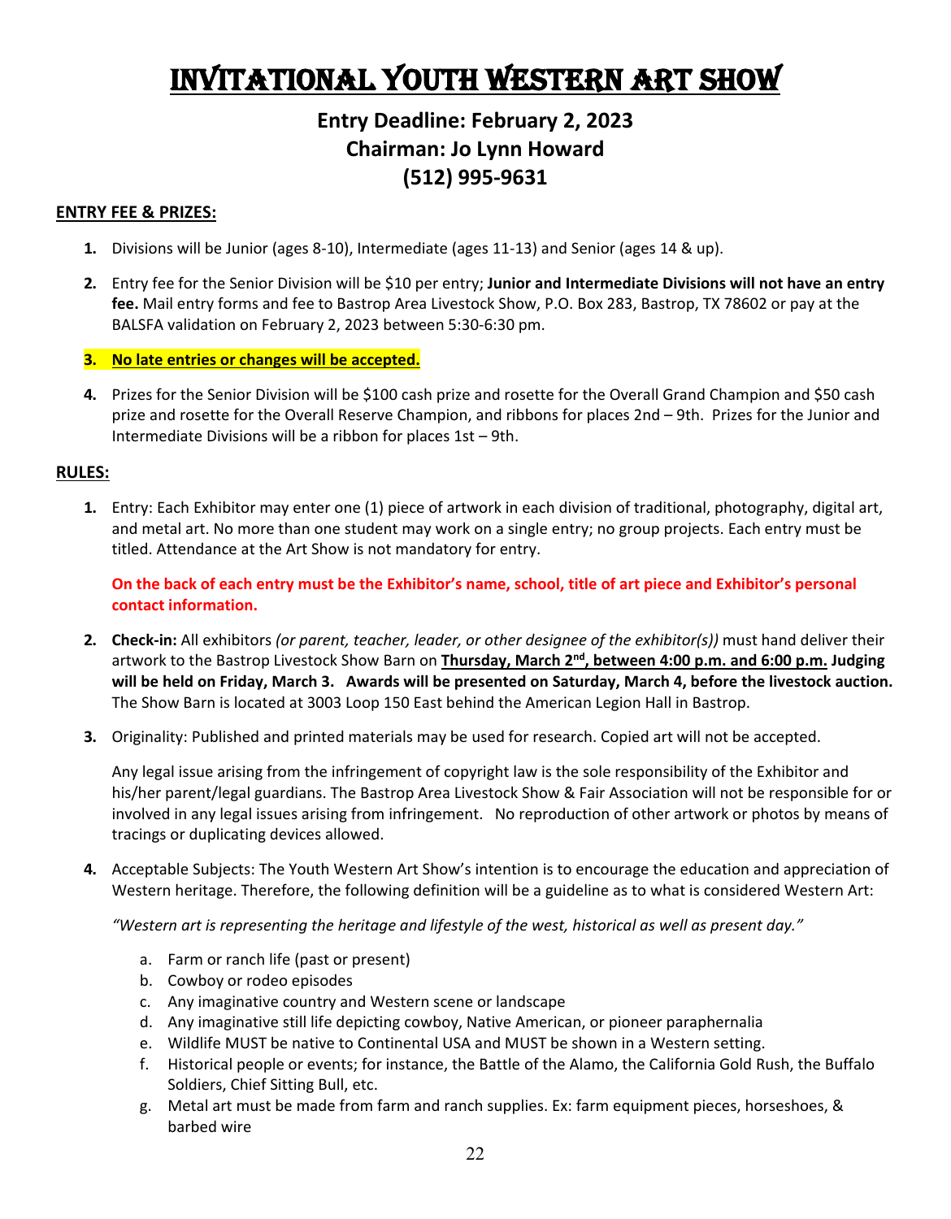# INVITATIONAL YOUTH WESTERN ART SHOW

## Entry Deadline: February 2, 2023
## Chairman: Jo Lynn Howard
## (512) 995-9631

**ENTRY FEE & PRIZES:**

1. Divisions will be Junior (ages 8-10), Intermediate (ages 11-13) and Senior (ages 14 & up).
2. Entry fee for the Senior Division will be $10 per entry; **Junior and Intermediate Divisions will not have an entry fee.** Mail entry forms and fee to Bastrop Area Livestock Show, P.O. Box 283, Bastrop, TX 78602 or pay at the BALSFA validation on February 2, 2023 between 5:30-6:30 pm.
3. **No late entries or changes will be accepted.**
4. Prizes for the Senior Division will be $100 cash prize and rosette for the Overall Grand Champion and $50 cash prize and rosette for the Overall Reserve Champion, and ribbons for places 2nd – 9th. Prizes for the Junior and Intermediate Divisions will be a ribbon for places 1st – 9th.

**RULES:**

1. Entry: Each Exhibitor may enter one (1) piece of artwork in each division of traditional, photography, digital art, and metal art. No more than one student may work on a single entry; no group projects. Each entry must be titled. Attendance at the Art Show is not mandatory for entry.

   **On the back of each entry must be the Exhibitor's name, school, title of art piece and Exhibitor's personal contact information.**

2. **Check-in:** All exhibitors *(or parent, teacher, leader, or other designee of the exhibitor(s))* must hand deliver their artwork to the Bastrop Livestock Show Barn on **Thursday, March 2nd, between 4:00 p.m. and 6:00 p.m. Judging will be held on Friday, March 3. Awards will be presented on Saturday, March 4, before the livestock auction.** The Show Barn is located at 3003 Loop 150 East behind the American Legion Hall in Bastrop.

3. Originality: Published and printed materials may be used for research. Copied art will not be accepted.

   Any legal issue arising from the infringement of copyright law is the sole responsibility of the Exhibitor and his/her parent/legal guardians. The Bastrop Area Livestock Show & Fair Association will not be responsible for or involved in any legal issues arising from infringement. No reproduction of other artwork or photos by means of tracings or duplicating devices allowed.

4. Acceptable Subjects: The Youth Western Art Show's intention is to encourage the education and appreciation of Western heritage. Therefore, the following definition will be a guideline as to what is considered Western Art:

   *"Western art is representing the heritage and lifestyle of the west, historical as well as present day."*

   a. Farm or ranch life (past or present)
   b. Cowboy or rodeo episodes
   c. Any imaginative country and Western scene or landscape
   d. Any imaginative still life depicting cowboy, Native American, or pioneer paraphernalia
   e. Wildlife MUST be native to Continental USA and MUST be shown in a Western setting.
   f. Historical people or events; for instance, the Battle of the Alamo, the California Gold Rush, the Buffalo Soldiers, Chief Sitting Bull, etc.
   g. Metal art must be made from farm and ranch supplies. Ex: farm equipment pieces, horseshoes, & barbed wire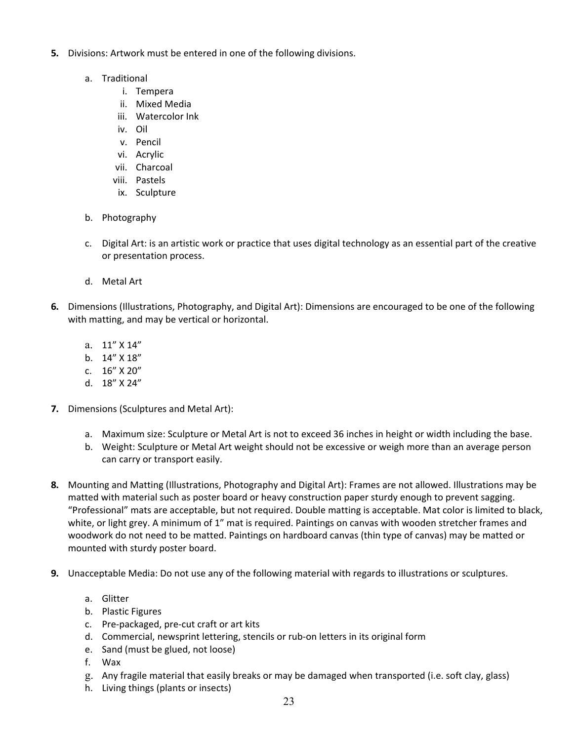5. **5.** Divisions: Artwork must be entered in one of the following divisions.

    a. Traditional
        i. Tempera
        ii. Mixed Media
        iii. Watercolor Ink
        iv. Oil
        v. Pencil
        vi. Acrylic
        vii. Charcoal
        viii. Pastels
        ix. Sculpture

    b. Photography

    c. Digital Art: is an artistic work or practice that uses digital technology as an essential part of the creative or presentation process.

    d. Metal Art

6. **6.** Dimensions (Illustrations, Photography, and Digital Art): Dimensions are encouraged to be one of the following with matting, and may be vertical or horizontal.

    a. 11" X 14"
    b. 14" X 18"
    c. 16" X 20"
    d. 18" X 24"

7. **7.** Dimensions (Sculptures and Metal Art):

    a. Maximum size: Sculpture or Metal Art is not to exceed 36 inches in height or width including the base.
    b. Weight: Sculpture or Metal Art weight should not be excessive or weigh more than an average person can carry or transport easily.

8. **8.** Mounting and Matting (Illustrations, Photography and Digital Art): Frames are not allowed. Illustrations may be matted with material such as poster board or heavy construction paper sturdy enough to prevent sagging. "Professional" mats are acceptable, but not required. Double matting is acceptable. Mat color is limited to black, white, or light grey. A minimum of 1" mat is required. Paintings on canvas with wooden stretcher frames and woodwork do not need to be matted. Paintings on hardboard canvas (thin type of canvas) may be matted or mounted with sturdy poster board.

9. **9.** Unacceptable Media: Do not use any of the following material with regards to illustrations or sculptures.

    a. Glitter
    b. Plastic Figures
    c. Pre-packaged, pre-cut craft or art kits
    d. Commercial, newsprint lettering, stencils or rub-on letters in its original form
    e. Sand (must be glued, not loose)
    f. Wax
    g. Any fragile material that easily breaks or may be damaged when transported (i.e. soft clay, glass)
    h. Living things (plants or insects)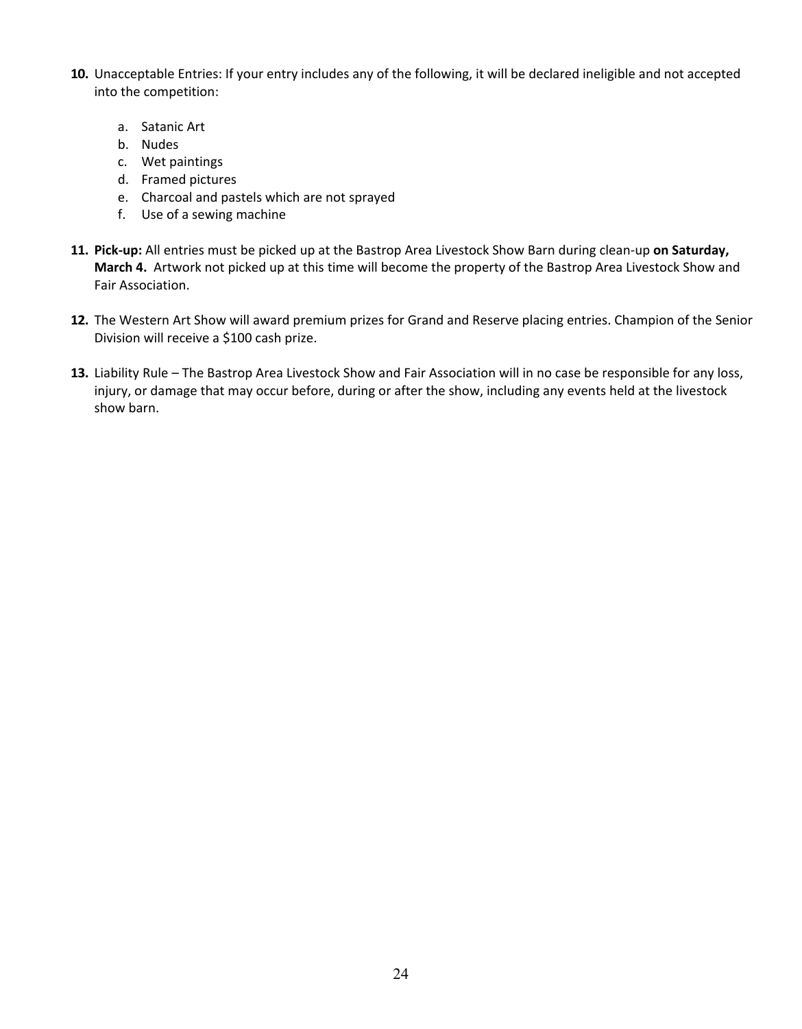10. Unacceptable Entries: If your entry includes any of the following, it will be declared ineligible and not accepted into the competition:

    a. Satanic Art
    b. Nudes
    c. Wet paintings
    d. Framed pictures
    e. Charcoal and pastels which are not sprayed
    f. Use of a sewing machine

11. **Pick-up:** All entries must be picked up at the Bastrop Area Livestock Show Barn during clean-up **on Saturday, March 4.** Artwork not picked up at this time will become the property of the Bastrop Area Livestock Show and Fair Association.

12. The Western Art Show will award premium prizes for Grand and Reserve placing entries. Champion of the Senior Division will receive a $100 cash prize.

13. Liability Rule – The Bastrop Area Livestock Show and Fair Association will in no case be responsible for any loss, injury, or damage that may occur before, during or after the show, including any events held at the livestock show barn.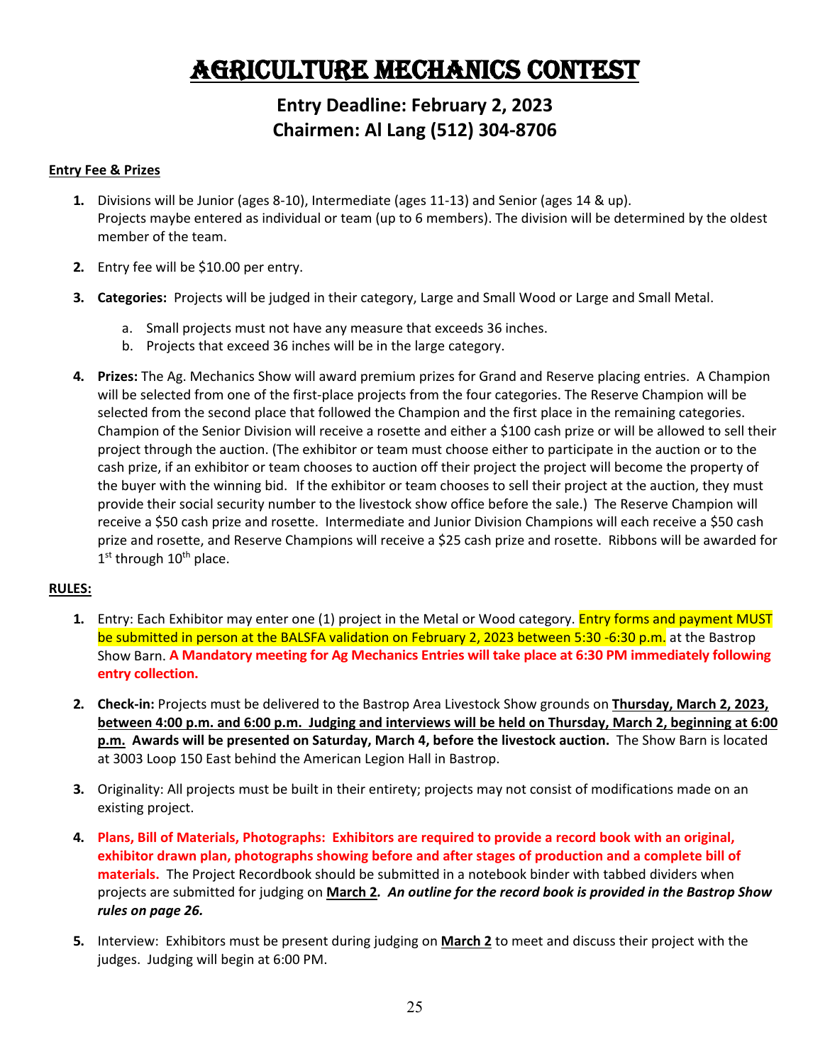# AGRICULTURE MECHANICS CONTEST

## Entry Deadline: February 2, 2023
## Chairmen: Al Lang (512) 304-8706

**Entry Fee & Prizes**

1. Divisions will be Junior (ages 8-10), Intermediate (ages 11-13) and Senior (ages 14 & up). Projects maybe entered as individual or team (up to 6 members). The division will be determined by the oldest member of the team.

2. Entry fee will be $10.00 per entry.

3. **Categories:** Projects will be judged in their category, Large and Small Wood or Large and Small Metal.
   a. Small projects must not have any measure that exceeds 36 inches.
   b. Projects that exceed 36 inches will be in the large category.

4. **Prizes:** The Ag. Mechanics Show will award premium prizes for Grand and Reserve placing entries. A Champion will be selected from one of the first-place projects from the four categories. The Reserve Champion will be selected from the second place that followed the Champion and the first place in the remaining categories. Champion of the Senior Division will receive a rosette and either a $100 cash prize or will be allowed to sell their project through the auction. (The exhibitor or team must choose either to participate in the auction or to the cash prize, if an exhibitor or team chooses to auction off their project the project will become the property of the buyer with the winning bid. If the exhibitor or team chooses to sell their project at the auction, they must provide their social security number to the livestock show office before the sale.) The Reserve Champion will receive a $50 cash prize and rosette. Intermediate and Junior Division Champions will each receive a $50 cash prize and rosette, and Reserve Champions will receive a $25 cash prize and rosette. Ribbons will be awarded for 1st through 10th place.

**RULES:**

1. Entry: Each Exhibitor may enter one (1) project in the Metal or Wood category. Entry forms and payment MUST be submitted in person at the BALSFA validation on February 2, 2023 between 5:30 -6:30 p.m. at the Bastrop Show Barn. **A Mandatory meeting for Ag Mechanics Entries will take place at 6:30 PM immediately following entry collection.**

2. **Check-in:** Projects must be delivered to the Bastrop Area Livestock Show grounds on **Thursday, March 2, 2023, between 4:00 p.m. and 6:00 p.m. Judging and interviews will be held on Thursday, March 2, beginning at 6:00 p.m. Awards will be presented on Saturday, March 4, before the livestock auction.** The Show Barn is located at 3003 Loop 150 East behind the American Legion Hall in Bastrop.

3. Originality: All projects must be built in their entirety; projects may not consist of modifications made on an existing project.

4. **Plans, Bill of Materials, Photographs: Exhibitors are required to provide a record book with an original, exhibitor drawn plan, photographs showing before and after stages of production and a complete bill of materials.** The Project Recordbook should be submitted in a notebook binder with tabbed dividers when projects are submitted for judging on **March 2***. An outline for the record book is provided in the Bastrop Show rules on page 26.*

5. Interview: Exhibitors must be present during judging on **March 2** to meet and discuss their project with the judges. Judging will begin at 6:00 PM.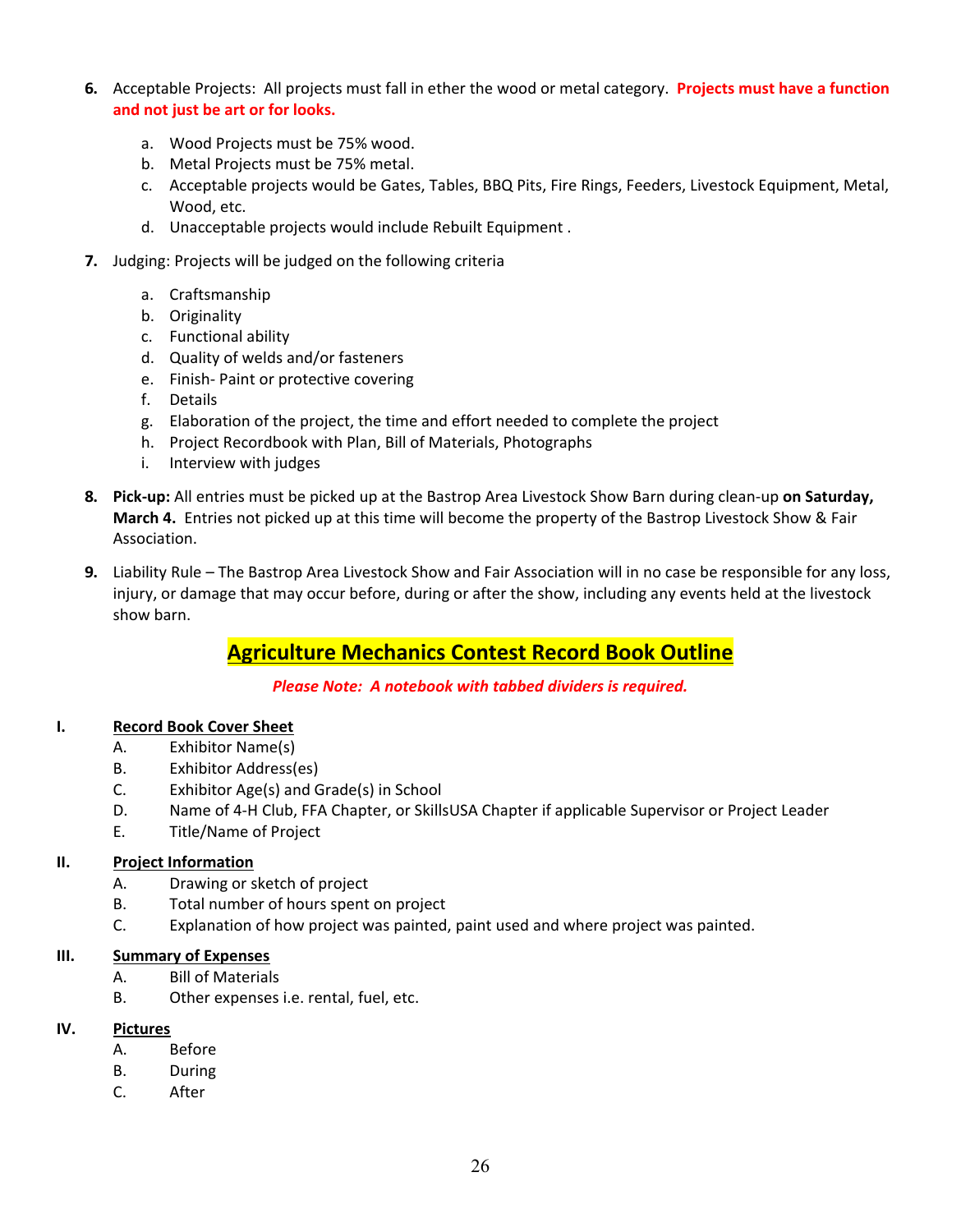6. Acceptable Projects: All projects must fall in ether the wood or metal category. **Projects must have a function and not just be art or for looks.**
    a. Wood Projects must be 75% wood.
    b. Metal Projects must be 75% metal.
    c. Acceptable projects would be Gates, Tables, BBQ Pits, Fire Rings, Feeders, Livestock Equipment, Metal, Wood, etc.
    d. Unacceptable projects would include Rebuilt Equipment .

7. Judging: Projects will be judged on the following criteria
    a. Craftsmanship
    b. Originality
    c. Functional ability
    d. Quality of welds and/or fasteners
    e. Finish- Paint or protective covering
    f. Details
    g. Elaboration of the project, the time and effort needed to complete the project
    h. Project Recordbook with Plan, Bill of Materials, Photographs
    i. Interview with judges

8. **Pick-up:** All entries must be picked up at the Bastrop Area Livestock Show Barn during clean-up **on Saturday, March 4.** Entries not picked up at this time will become the property of the Bastrop Livestock Show & Fair Association.

9. Liability Rule – The Bastrop Area Livestock Show and Fair Association will in no case be responsible for any loss, injury, or damage that may occur before, during or after the show, including any events held at the livestock show barn.

## Agriculture Mechanics Contest Record Book Outline

***Please Note: A notebook with tabbed dividers is required.***

**I. Record Book Cover Sheet**
- A. Exhibitor Name(s)
- B. Exhibitor Address(es)
- C. Exhibitor Age(s) and Grade(s) in School
- D. Name of 4-H Club, FFA Chapter, or SkillsUSA Chapter if applicable Supervisor or Project Leader
- E. Title/Name of Project

**II. Project Information**
- A. Drawing or sketch of project
- B. Total number of hours spent on project
- C. Explanation of how project was painted, paint used and where project was painted.

**III. Summary of Expenses**
- A. Bill of Materials
- B. Other expenses i.e. rental, fuel, etc.

**IV. Pictures**
- A. Before
- B. During
- C. After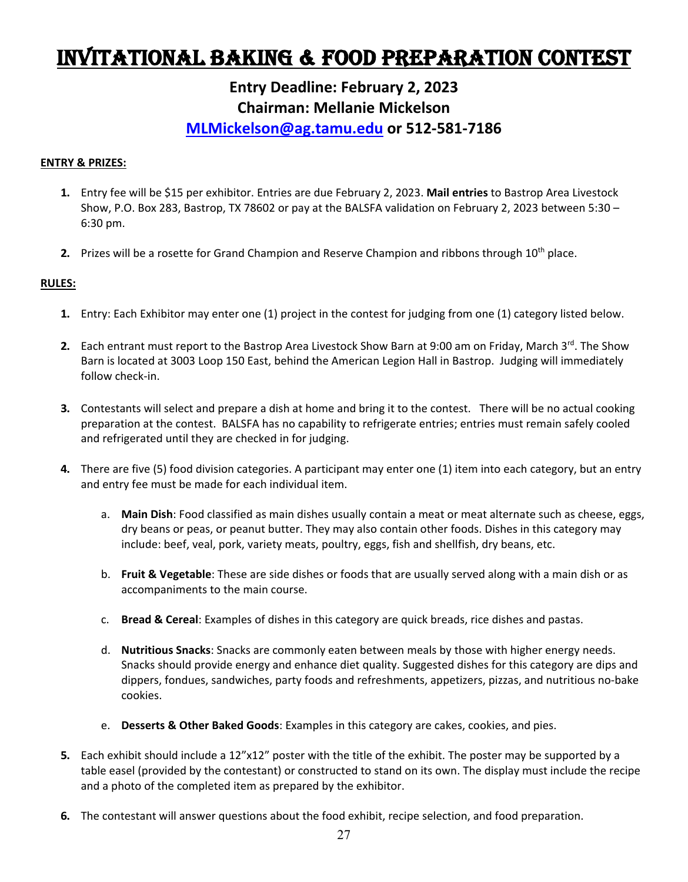# INVITATIONAL BAKING & FOOD PREPARATION CONTEST

## Entry Deadline: February 2, 2023
## Chairman: Mellanie Mickelson
## MLMickelson@ag.tamu.edu or 512-581-7186

**ENTRY & PRIZES:**

1. Entry fee will be $15 per exhibitor. Entries are due February 2, 2023. **Mail entries** to Bastrop Area Livestock Show, P.O. Box 283, Bastrop, TX 78602 or pay at the BALSFA validation on February 2, 2023 between 5:30 – 6:30 pm.

2. Prizes will be a rosette for Grand Champion and Reserve Champion and ribbons through 10th place.

**RULES:**

1. Entry: Each Exhibitor may enter one (1) project in the contest for judging from one (1) category listed below.

2. Each entrant must report to the Bastrop Area Livestock Show Barn at 9:00 am on Friday, March 3rd. The Show Barn is located at 3003 Loop 150 East, behind the American Legion Hall in Bastrop. Judging will immediately follow check-in.

3. Contestants will select and prepare a dish at home and bring it to the contest. There will be no actual cooking preparation at the contest. BALSFA has no capability to refrigerate entries; entries must remain safely cooled and refrigerated until they are checked in for judging.

4. There are five (5) food division categories. A participant may enter one (1) item into each category, but an entry and entry fee must be made for each individual item.

   a. **Main Dish**: Food classified as main dishes usually contain a meat or meat alternate such as cheese, eggs, dry beans or peas, or peanut butter. They may also contain other foods. Dishes in this category may include: beef, veal, pork, variety meats, poultry, eggs, fish and shellfish, dry beans, etc.

   b. **Fruit & Vegetable**: These are side dishes or foods that are usually served along with a main dish or as accompaniments to the main course.

   c. **Bread & Cereal**: Examples of dishes in this category are quick breads, rice dishes and pastas.

   d. **Nutritious Snacks**: Snacks are commonly eaten between meals by those with higher energy needs. Snacks should provide energy and enhance diet quality. Suggested dishes for this category are dips and dippers, fondues, sandwiches, party foods and refreshments, appetizers, pizzas, and nutritious no-bake cookies.

   e. **Desserts & Other Baked Goods**: Examples in this category are cakes, cookies, and pies.

5. Each exhibit should include a 12"x12" poster with the title of the exhibit. The poster may be supported by a table easel (provided by the contestant) or constructed to stand on its own. The display must include the recipe and a photo of the completed item as prepared by the exhibitor.

6. The contestant will answer questions about the food exhibit, recipe selection, and food preparation.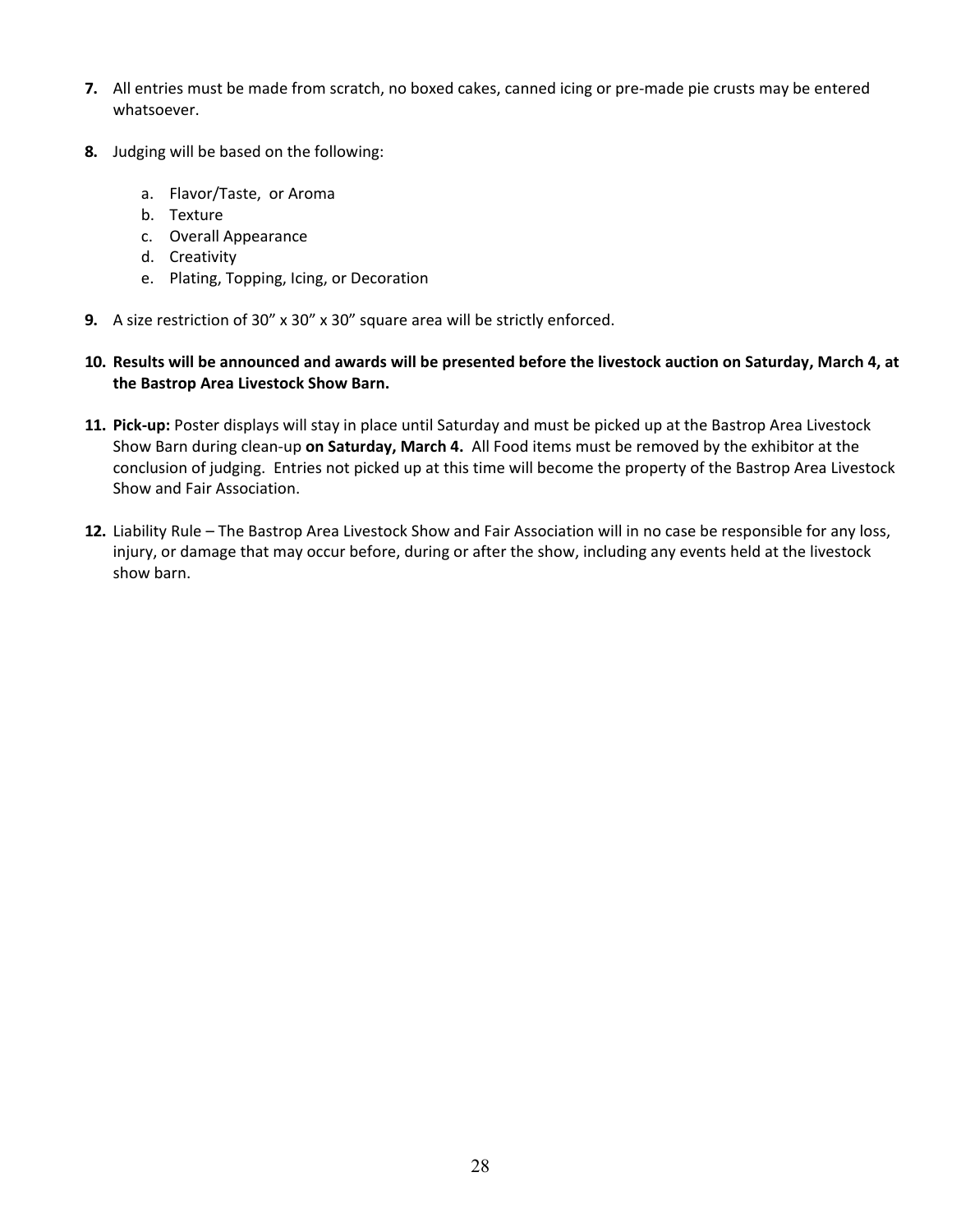7. All entries must be made from scratch, no boxed cakes, canned icing or pre-made pie crusts may be entered whatsoever.

8. Judging will be based on the following:

   a. Flavor/Taste, or Aroma
   b. Texture
   c. Overall Appearance
   d. Creativity
   e. Plating, Topping, Icing, or Decoration

9. A size restriction of 30” x 30” x 30” square area will be strictly enforced.

10. **Results will be announced and awards will be presented before the livestock auction on Saturday, March 4, at the Bastrop Area Livestock Show Barn.**

11. **Pick-up:** Poster displays will stay in place until Saturday and must be picked up at the Bastrop Area Livestock Show Barn during clean-up **on Saturday, March 4.** All Food items must be removed by the exhibitor at the conclusion of judging. Entries not picked up at this time will become the property of the Bastrop Area Livestock Show and Fair Association.

12. Liability Rule – The Bastrop Area Livestock Show and Fair Association will in no case be responsible for any loss, injury, or damage that may occur before, during or after the show, including any events held at the livestock show barn.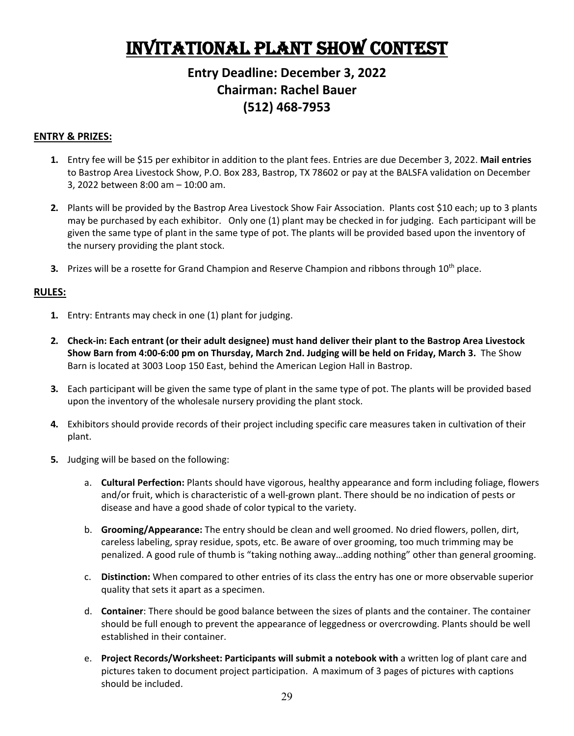# INVITATIONAL PLANT SHOW CONTEST

## Entry Deadline: December 3, 2022
## Chairman: Rachel Bauer
## (512) 468-7953

**ENTRY & PRIZES:**

1. Entry fee will be $15 per exhibitor in addition to the plant fees. Entries are due December 3, 2022. **Mail entries** to Bastrop Area Livestock Show, P.O. Box 283, Bastrop, TX 78602 or pay at the BALSFA validation on December 3, 2022 between 8:00 am – 10:00 am.

2. Plants will be provided by the Bastrop Area Livestock Show Fair Association. Plants cost $10 each; up to 3 plants may be purchased by each exhibitor. Only one (1) plant may be checked in for judging. Each participant will be given the same type of plant in the same type of pot. The plants will be provided based upon the inventory of the nursery providing the plant stock.

3. Prizes will be a rosette for Grand Champion and Reserve Champion and ribbons through 10th place.

**RULES:**

1. Entry: Entrants may check in one (1) plant for judging.

2. **Check-in: Each entrant (or their adult designee) must hand deliver their plant to the Bastrop Area Livestock Show Barn from 4:00-6:00 pm on Thursday, March 2nd. Judging will be held on Friday, March 3.** The Show Barn is located at 3003 Loop 150 East, behind the American Legion Hall in Bastrop.

3. Each participant will be given the same type of plant in the same type of pot. The plants will be provided based upon the inventory of the wholesale nursery providing the plant stock.

4. Exhibitors should provide records of their project including specific care measures taken in cultivation of their plant.

5. Judging will be based on the following:

   a. **Cultural Perfection:** Plants should have vigorous, healthy appearance and form including foliage, flowers and/or fruit, which is characteristic of a well-grown plant. There should be no indication of pests or disease and have a good shade of color typical to the variety.

   b. **Grooming/Appearance:** The entry should be clean and well groomed. No dried flowers, pollen, dirt, careless labeling, spray residue, spots, etc. Be aware of over grooming, too much trimming may be penalized. A good rule of thumb is "taking nothing away…adding nothing" other than general grooming.

   c. **Distinction:** When compared to other entries of its class the entry has one or more observable superior quality that sets it apart as a specimen.

   d. **Container**: There should be good balance between the sizes of plants and the container. The container should be full enough to prevent the appearance of leggedness or overcrowding. Plants should be well established in their container.

   e. **Project Records/Worksheet: Participants will submit a notebook with** a written log of plant care and pictures taken to document project participation. A maximum of 3 pages of pictures with captions should be included.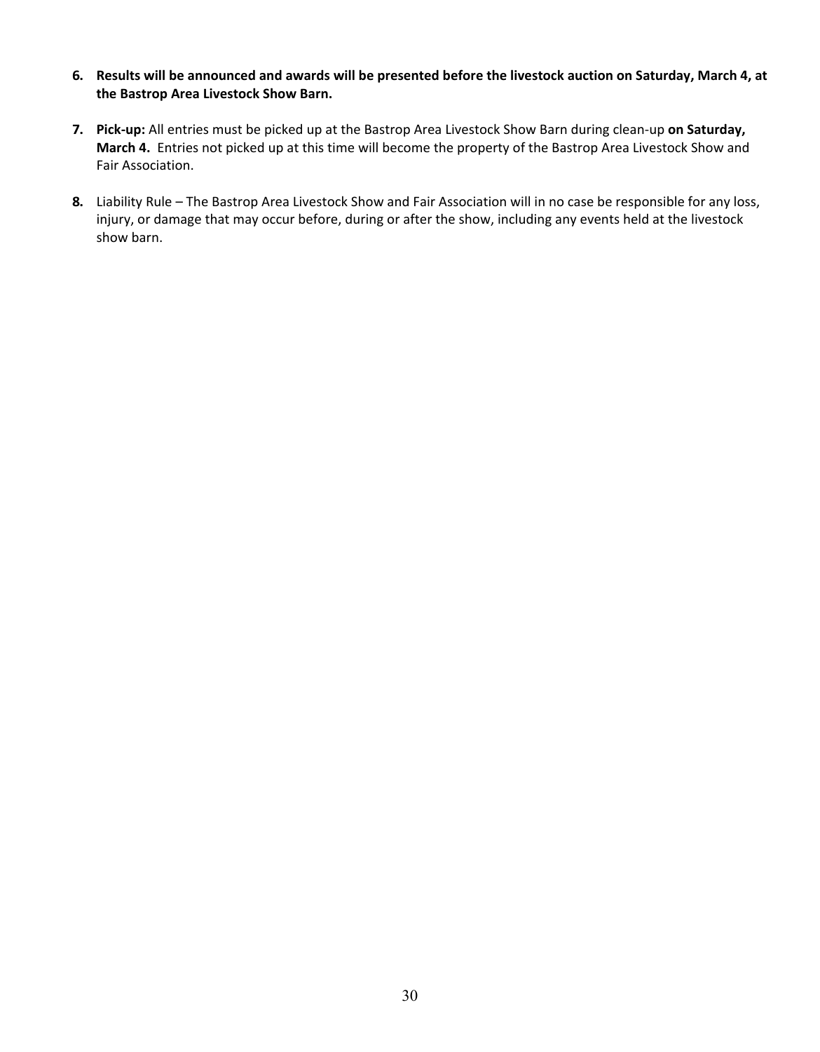6. **Results will be announced and awards will be presented before the livestock auction on Saturday, March 4, at the Bastrop Area Livestock Show Barn.**

7. **Pick-up:** All entries must be picked up at the Bastrop Area Livestock Show Barn during clean-up **on Saturday, March 4.** Entries not picked up at this time will become the property of the Bastrop Area Livestock Show and Fair Association.

8. Liability Rule – The Bastrop Area Livestock Show and Fair Association will in no case be responsible for any loss, injury, or damage that may occur before, during or after the show, including any events held at the livestock show barn.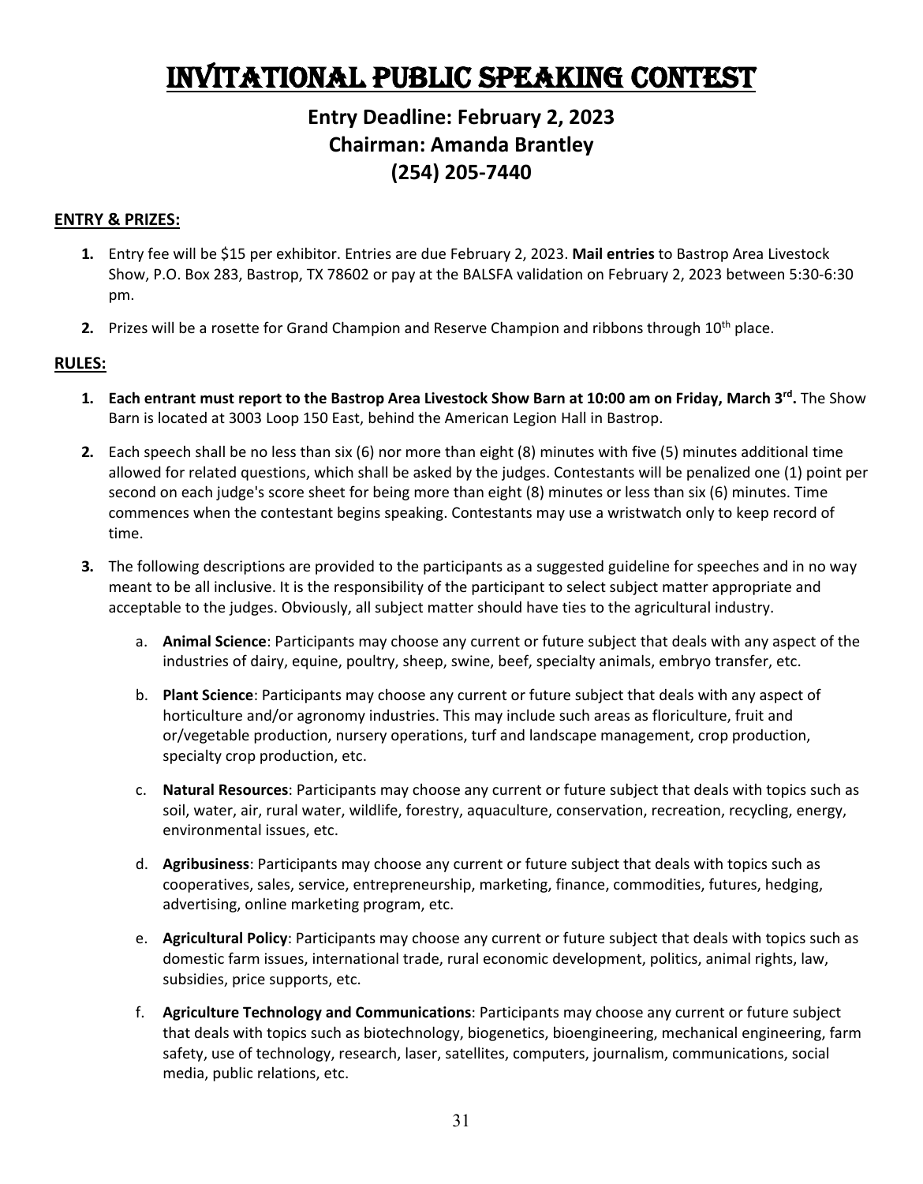# INVITATIONAL PUBLIC SPEAKING CONTEST

**Entry Deadline: February 2, 2023**
**Chairman: Amanda Brantley**
**(254) 205-7440**

## ENTRY & PRIZES:

1. Entry fee will be $15 per exhibitor. Entries are due February 2, 2023. **Mail entries** to Bastrop Area Livestock Show, P.O. Box 283, Bastrop, TX 78602 or pay at the BALSFA validation on February 2, 2023 between 5:30-6:30 pm.
2. Prizes will be a rosette for Grand Champion and Reserve Champion and ribbons through 10th place.

## RULES:

1. **Each entrant must report to the Bastrop Area Livestock Show Barn at 10:00 am on Friday, March 3rd.** The Show Barn is located at 3003 Loop 150 East, behind the American Legion Hall in Bastrop.
2. Each speech shall be no less than six (6) nor more than eight (8) minutes with five (5) minutes additional time allowed for related questions, which shall be asked by the judges. Contestants will be penalized one (1) point per second on each judge's score sheet for being more than eight (8) minutes or less than six (6) minutes. Time commences when the contestant begins speaking. Contestants may use a wristwatch only to keep record of time.
3. The following descriptions are provided to the participants as a suggested guideline for speeches and in no way meant to be all inclusive. It is the responsibility of the participant to select subject matter appropriate and acceptable to the judges. Obviously, all subject matter should have ties to the agricultural industry.
   a. **Animal Science**: Participants may choose any current or future subject that deals with any aspect of the industries of dairy, equine, poultry, sheep, swine, beef, specialty animals, embryo transfer, etc.
   b. **Plant Science**: Participants may choose any current or future subject that deals with any aspect of horticulture and/or agronomy industries. This may include such areas as floriculture, fruit and or/vegetable production, nursery operations, turf and landscape management, crop production, specialty crop production, etc.
   c. **Natural Resources**: Participants may choose any current or future subject that deals with topics such as soil, water, air, rural water, wildlife, forestry, aquaculture, conservation, recreation, recycling, energy, environmental issues, etc.
   d. **Agribusiness**: Participants may choose any current or future subject that deals with topics such as cooperatives, sales, service, entrepreneurship, marketing, finance, commodities, futures, hedging, advertising, online marketing program, etc.
   e. **Agricultural Policy**: Participants may choose any current or future subject that deals with topics such as domestic farm issues, international trade, rural economic development, politics, animal rights, law, subsidies, price supports, etc.
   f. **Agriculture Technology and Communications**: Participants may choose any current or future subject that deals with topics such as biotechnology, biogenetics, bioengineering, mechanical engineering, farm safety, use of technology, research, laser, satellites, computers, journalism, communications, social media, public relations, etc.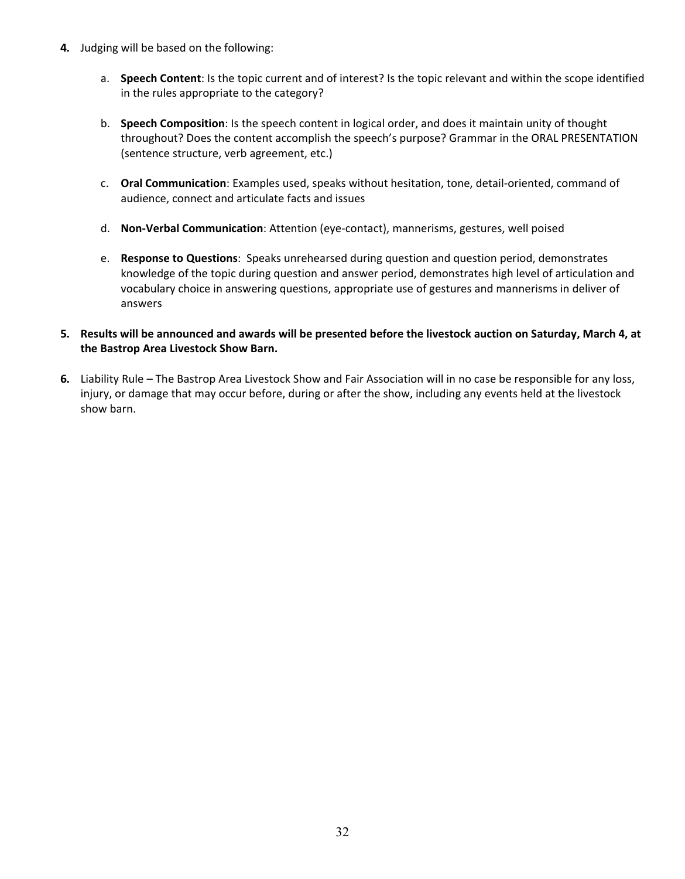4. Judging will be based on the following:

   a. **Speech Content**: Is the topic current and of interest? Is the topic relevant and within the scope identified in the rules appropriate to the category?

   b. **Speech Composition**: Is the speech content in logical order, and does it maintain unity of thought throughout? Does the content accomplish the speech's purpose? Grammar in the ORAL PRESENTATION (sentence structure, verb agreement, etc.)

   c. **Oral Communication**: Examples used, speaks without hesitation, tone, detail-oriented, command of audience, connect and articulate facts and issues

   d. **Non-Verbal Communication**: Attention (eye-contact), mannerisms, gestures, well poised

   e. **Response to Questions**: Speaks unrehearsed during question and question period, demonstrates knowledge of the topic during question and answer period, demonstrates high level of articulation and vocabulary choice in answering questions, appropriate use of gestures and mannerisms in deliver of answers

5. **Results will be announced and awards will be presented before the livestock auction on Saturday, March 4, at the Bastrop Area Livestock Show Barn.**

6. Liability Rule – The Bastrop Area Livestock Show and Fair Association will in no case be responsible for any loss, injury, or damage that may occur before, during or after the show, including any events held at the livestock show barn.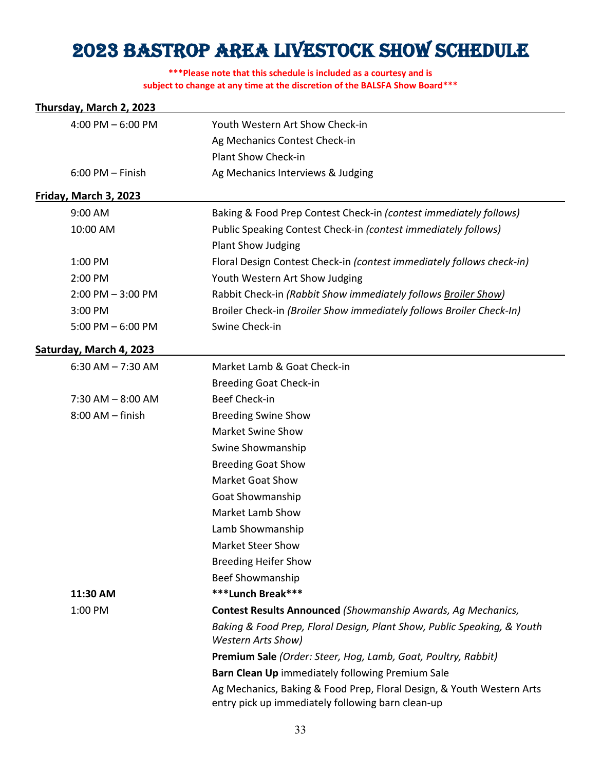# 2023 Bastrop Area Livestock Show Schedule

**\*\*\*Please note that this schedule is included as a courtesy and is subject to change at any time at the discretion of the BALSFA Show Board\*\*\***

**Thursday, March 2, 2023**

| | |
|---|---|
| 4:00 PM – 6:00 PM | Youth Western Art Show Check-in |
| | Ag Mechanics Contest Check-in |
| | Plant Show Check-in |
| 6:00 PM – Finish | Ag Mechanics Interviews & Judging |

**Friday, March 3, 2023**

| | |
|---|---|
| 9:00 AM | Baking & Food Prep Contest Check-in *(contest immediately follows)* |
| 10:00 AM | Public Speaking Contest Check-in *(contest immediately follows)* |
| | Plant Show Judging |
| 1:00 PM | Floral Design Contest Check-in *(contest immediately follows check-in)* |
| 2:00 PM | Youth Western Art Show Judging |
| 2:00 PM – 3:00 PM | Rabbit Check-in *(Rabbit Show immediately follows Broiler Show)* |
| 3:00 PM | Broiler Check-in *(Broiler Show immediately follows Broiler Check-In)* |
| 5:00 PM – 6:00 PM | Swine Check-in |

**Saturday, March 4, 2023**

| | |
|---|---|
| 6:30 AM – 7:30 AM | Market Lamb & Goat Check-in |
| | Breeding Goat Check-in |
| 7:30 AM – 8:00 AM | Beef Check-in |
| 8:00 AM – finish | Breeding Swine Show |
| | Market Swine Show |
| | Swine Showmanship |
| | Breeding Goat Show |
| | Market Goat Show |
| | Goat Showmanship |
| | Market Lamb Show |
| | Lamb Showmanship |
| | Market Steer Show |
| | Breeding Heifer Show |
| | Beef Showmanship |
| **11:30 AM** | **\*\*\*Lunch Break\*\*\*** |
| 1:00 PM | **Contest Results Announced** *(Showmanship Awards, Ag Mechanics, Baking & Food Prep, Floral Design, Plant Show, Public Speaking, & Youth Western Arts Show)* |
| | **Premium Sale** *(Order: Steer, Hog, Lamb, Goat, Poultry, Rabbit)* |
| | **Barn Clean Up** immediately following Premium Sale |
| | Ag Mechanics, Baking & Food Prep, Floral Design, & Youth Western Arts entry pick up immediately following barn clean-up |